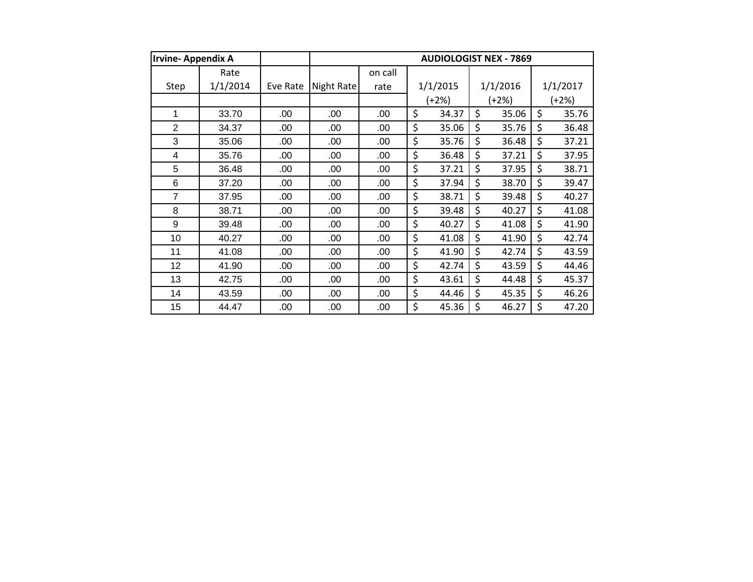| Irvine- Appendix A | | | AUDIOLOGIST NEX - 7869 | | | | |
|---|---|---|---|---|---|---|---|
| Step | Rate 1/1/2014 | Eve Rate | Night Rate | on call rate | 1/1/2015 (+2%) | 1/1/2016 (+2%) | 1/1/2017 (+2%) |
| 1 | 33.70 | .00 | .00 | .00 | $ 34.37 | $ 35.06 | $ 35.76 |
| 2 | 34.37 | .00 | .00 | .00 | $ 35.06 | $ 35.76 | $ 36.48 |
| 3 | 35.06 | .00 | .00 | .00 | $ 35.76 | $ 36.48 | $ 37.21 |
| 4 | 35.76 | .00 | .00 | .00 | $ 36.48 | $ 37.21 | $ 37.95 |
| 5 | 36.48 | .00 | .00 | .00 | $ 37.21 | $ 37.95 | $ 38.71 |
| 6 | 37.20 | .00 | .00 | .00 | $ 37.94 | $ 38.70 | $ 39.47 |
| 7 | 37.95 | .00 | .00 | .00 | $ 38.71 | $ 39.48 | $ 40.27 |
| 8 | 38.71 | .00 | .00 | .00 | $ 39.48 | $ 40.27 | $ 41.08 |
| 9 | 39.48 | .00 | .00 | .00 | $ 40.27 | $ 41.08 | $ 41.90 |
| 10 | 40.27 | .00 | .00 | .00 | $ 41.08 | $ 41.90 | $ 42.74 |
| 11 | 41.08 | .00 | .00 | .00 | $ 41.90 | $ 42.74 | $ 43.59 |
| 12 | 41.90 | .00 | .00 | .00 | $ 42.74 | $ 43.59 | $ 44.46 |
| 13 | 42.75 | .00 | .00 | .00 | $ 43.61 | $ 44.48 | $ 45.37 |
| 14 | 43.59 | .00 | .00 | .00 | $ 44.46 | $ 45.35 | $ 46.26 |
| 15 | 44.47 | .00 | .00 | .00 | $ 45.36 | $ 46.27 | $ 47.20 |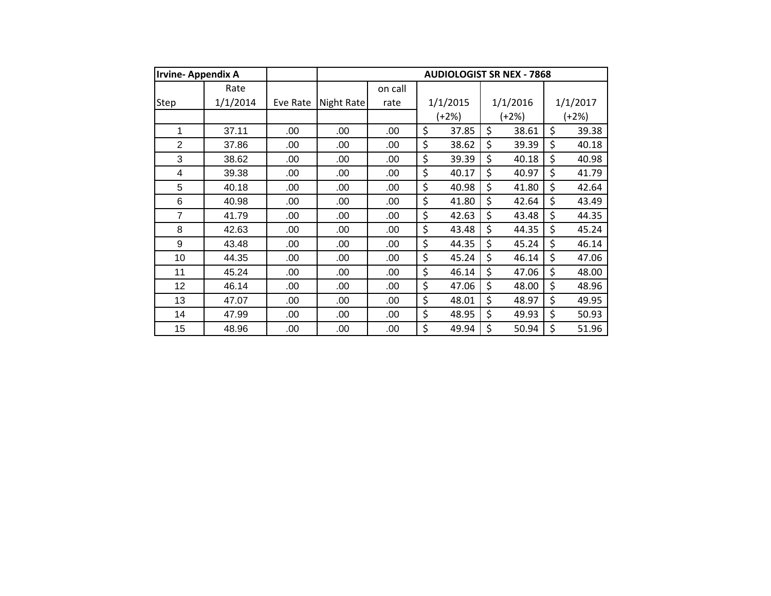| Irvine- Appendix A | | | AUDIOLOGIST SR NEX - 7868 | | | | |
|---|---|---|---|---|---|---|---|
| Step | Rate 1/1/2014 | Eve Rate | Night Rate | on call rate | 1/1/2015 | 1/1/2016 | 1/1/2017 |
| | | | | | (+2%) | (+2%) | (+2%) |
| 1 | 37.11 | .00 | .00 | .00 | $ 37.85 | $ 38.61 | $ 39.38 |
| 2 | 37.86 | .00 | .00 | .00 | $ 38.62 | $ 39.39 | $ 40.18 |
| 3 | 38.62 | .00 | .00 | .00 | $ 39.39 | $ 40.18 | $ 40.98 |
| 4 | 39.38 | .00 | .00 | .00 | $ 40.17 | $ 40.97 | $ 41.79 |
| 5 | 40.18 | .00 | .00 | .00 | $ 40.98 | $ 41.80 | $ 42.64 |
| 6 | 40.98 | .00 | .00 | .00 | $ 41.80 | $ 42.64 | $ 43.49 |
| 7 | 41.79 | .00 | .00 | .00 | $ 42.63 | $ 43.48 | $ 44.35 |
| 8 | 42.63 | .00 | .00 | .00 | $ 43.48 | $ 44.35 | $ 45.24 |
| 9 | 43.48 | .00 | .00 | .00 | $ 44.35 | $ 45.24 | $ 46.14 |
| 10 | 44.35 | .00 | .00 | .00 | $ 45.24 | $ 46.14 | $ 47.06 |
| 11 | 45.24 | .00 | .00 | .00 | $ 46.14 | $ 47.06 | $ 48.00 |
| 12 | 46.14 | .00 | .00 | .00 | $ 47.06 | $ 48.00 | $ 48.96 |
| 13 | 47.07 | .00 | .00 | .00 | $ 48.01 | $ 48.97 | $ 49.95 |
| 14 | 47.99 | .00 | .00 | .00 | $ 48.95 | $ 49.93 | $ 50.93 |
| 15 | 48.96 | .00 | .00 | .00 | $ 49.94 | $ 50.94 | $ 51.96 |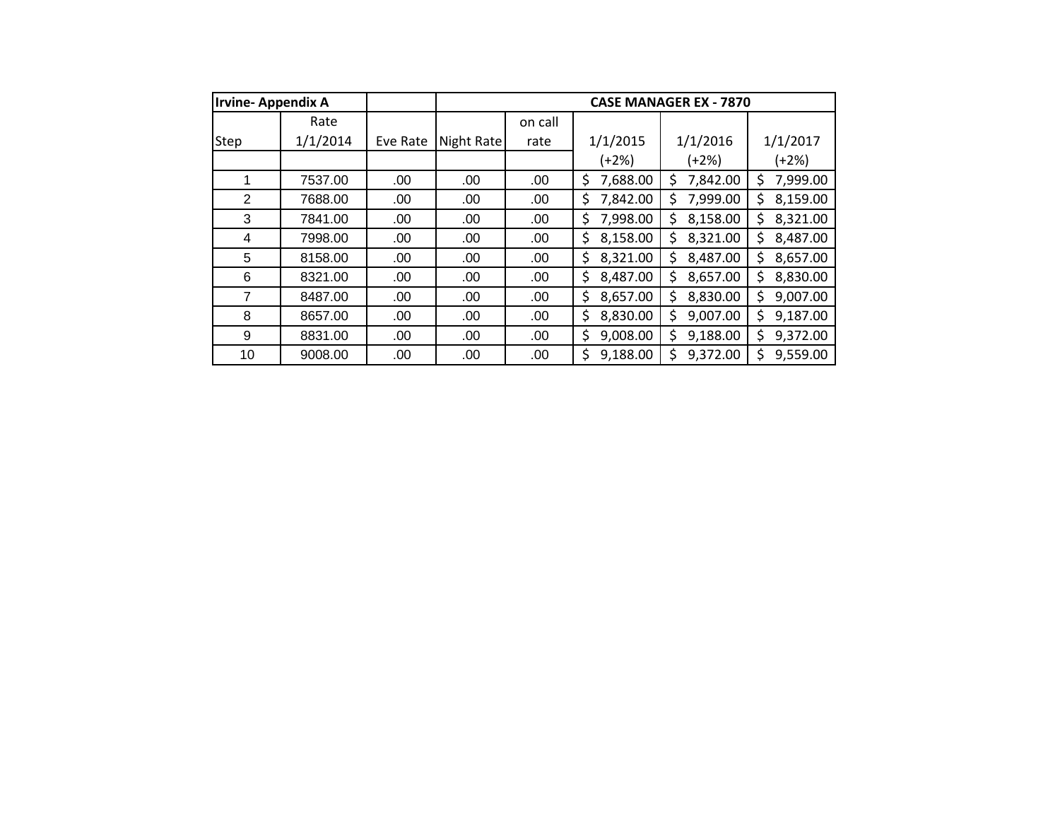| Irvine- Appendix A | | | CASE MANAGER EX - 7870 | | | | |
|---|---|---|---|---|---|---|---|
| Step | Rate 1/1/2014 | Eve Rate | Night Rate | on call rate | 1/1/2015 | 1/1/2016 | 1/1/2017 |
| | | | | | (+2%) | (+2%) | (+2%) |
| 1 | 7537.00 | .00 | .00 | .00 | $ 7,688.00 | $ 7,842.00 | $ 7,999.00 |
| 2 | 7688.00 | .00 | .00 | .00 | $ 7,842.00 | $ 7,999.00 | $ 8,159.00 |
| 3 | 7841.00 | .00 | .00 | .00 | $ 7,998.00 | $ 8,158.00 | $ 8,321.00 |
| 4 | 7998.00 | .00 | .00 | .00 | $ 8,158.00 | $ 8,321.00 | $ 8,487.00 |
| 5 | 8158.00 | .00 | .00 | .00 | $ 8,321.00 | $ 8,487.00 | $ 8,657.00 |
| 6 | 8321.00 | .00 | .00 | .00 | $ 8,487.00 | $ 8,657.00 | $ 8,830.00 |
| 7 | 8487.00 | .00 | .00 | .00 | $ 8,657.00 | $ 8,830.00 | $ 9,007.00 |
| 8 | 8657.00 | .00 | .00 | .00 | $ 8,830.00 | $ 9,007.00 | $ 9,187.00 |
| 9 | 8831.00 | .00 | .00 | .00 | $ 9,008.00 | $ 9,188.00 | $ 9,372.00 |
| 10 | 9008.00 | .00 | .00 | .00 | $ 9,188.00 | $ 9,372.00 | $ 9,559.00 |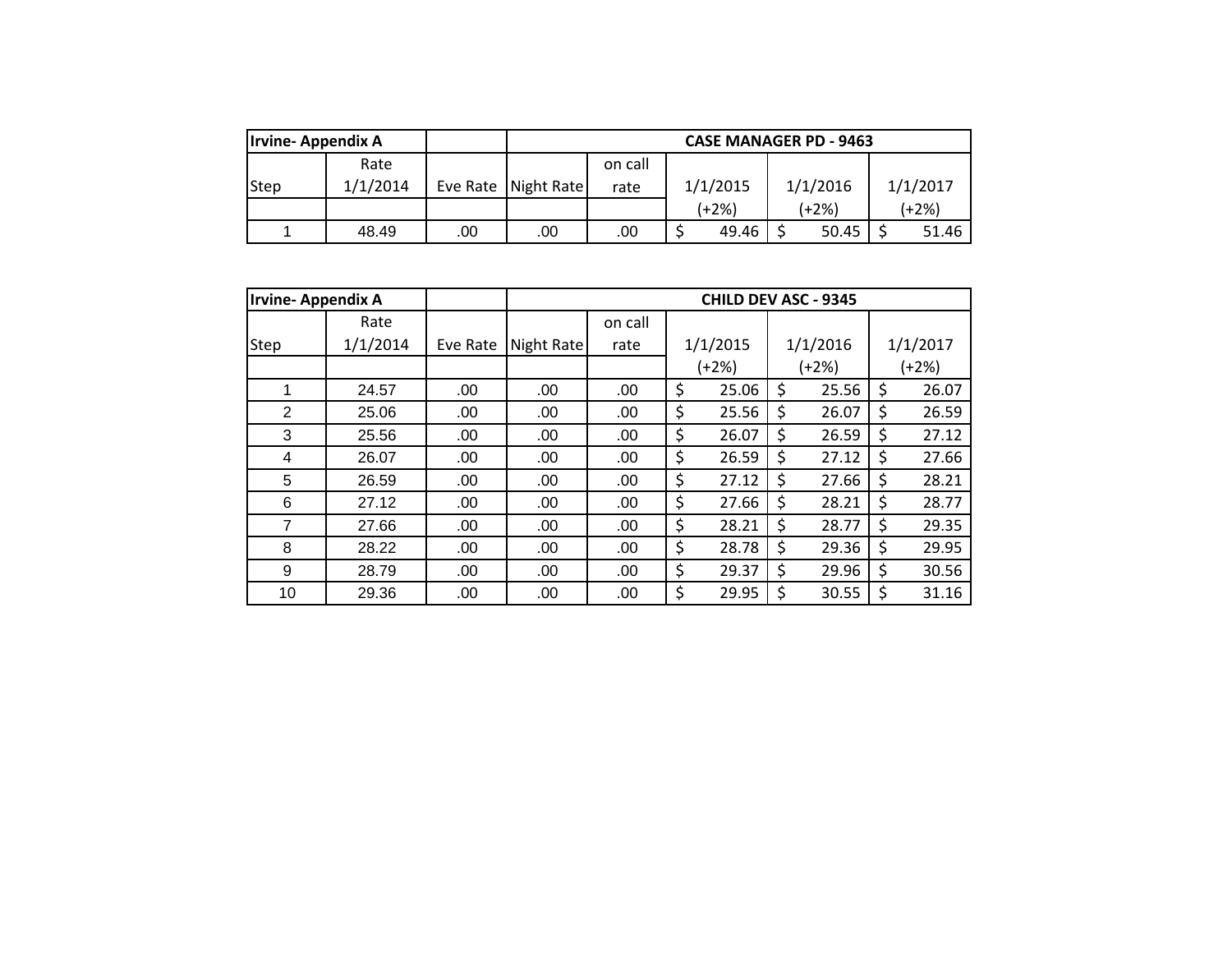| Irvine- Appendix A | | | | | CASE MANAGER PD - 9463 | | |
|---|---|---|---|---|---|---|---|
| Step | Rate 1/1/2014 | Eve Rate | Night Rate | on call rate | 1/1/2015 | 1/1/2016 | 1/1/2017 |
| | | | | | (+2%) | (+2%) | (+2%) |
| 1 | 48.49 | .00 | .00 | .00 | $ 49.46 | $ 50.45 | $ 51.46 |

| Irvine- Appendix A | | | | | CHILD DEV ASC - 9345 | | |
|---|---|---|---|---|---|---|---|
| Step | Rate 1/1/2014 | Eve Rate | Night Rate | on call rate | 1/1/2015 | 1/1/2016 | 1/1/2017 |
| | | | | | (+2%) | (+2%) | (+2%) |
| 1 | 24.57 | .00 | .00 | .00 | $ 25.06 | $ 25.56 | $ 26.07 |
| 2 | 25.06 | .00 | .00 | .00 | $ 25.56 | $ 26.07 | $ 26.59 |
| 3 | 25.56 | .00 | .00 | .00 | $ 26.07 | $ 26.59 | $ 27.12 |
| 4 | 26.07 | .00 | .00 | .00 | $ 26.59 | $ 27.12 | $ 27.66 |
| 5 | 26.59 | .00 | .00 | .00 | $ 27.12 | $ 27.66 | $ 28.21 |
| 6 | 27.12 | .00 | .00 | .00 | $ 27.66 | $ 28.21 | $ 28.77 |
| 7 | 27.66 | .00 | .00 | .00 | $ 28.21 | $ 28.77 | $ 29.35 |
| 8 | 28.22 | .00 | .00 | .00 | $ 28.78 | $ 29.36 | $ 29.95 |
| 9 | 28.79 | .00 | .00 | .00 | $ 29.37 | $ 29.96 | $ 30.56 |
| 10 | 29.36 | .00 | .00 | .00 | $ 29.95 | $ 30.55 | $ 31.16 |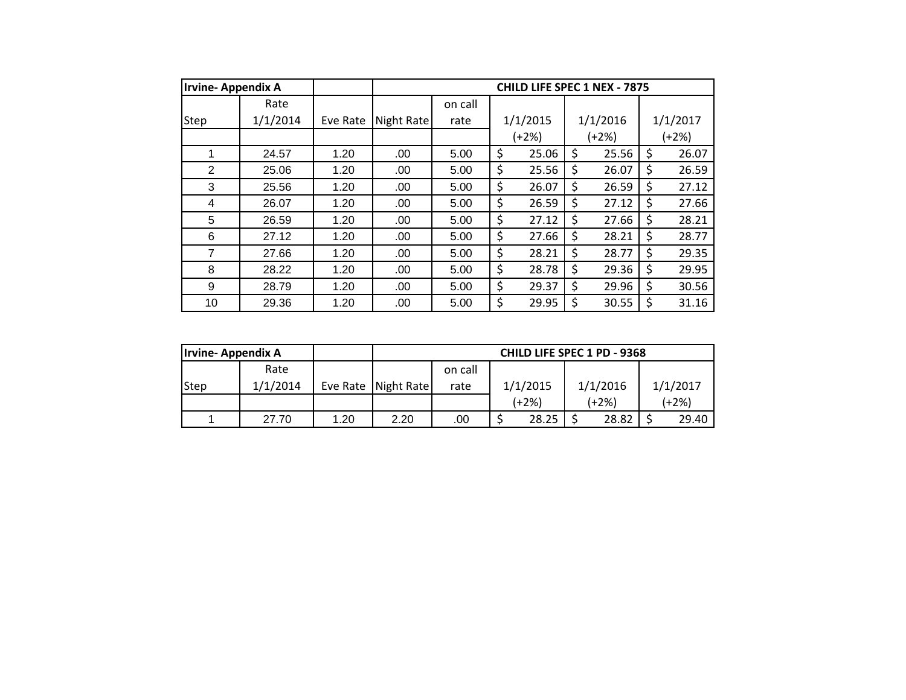| Irvine- Appendix A | | | | CHILD LIFE SPEC 1 NEX - 7875 | | | |
|---|---|---|---|---|---|---|---|
| Step | Rate 1/1/2014 | Eve Rate | Night Rate | on call rate | 1/1/2015 | 1/1/2016 | 1/1/2017 |
| | | | | | (+2%) | (+2%) | (+2%) |
| 1 | 24.57 | 1.20 | .00 | 5.00 | $ 25.06 | $ 25.56 | $ 26.07 |
| 2 | 25.06 | 1.20 | .00 | 5.00 | $ 25.56 | $ 26.07 | $ 26.59 |
| 3 | 25.56 | 1.20 | .00 | 5.00 | $ 26.07 | $ 26.59 | $ 27.12 |
| 4 | 26.07 | 1.20 | .00 | 5.00 | $ 26.59 | $ 27.12 | $ 27.66 |
| 5 | 26.59 | 1.20 | .00 | 5.00 | $ 27.12 | $ 27.66 | $ 28.21 |
| 6 | 27.12 | 1.20 | .00 | 5.00 | $ 27.66 | $ 28.21 | $ 28.77 |
| 7 | 27.66 | 1.20 | .00 | 5.00 | $ 28.21 | $ 28.77 | $ 29.35 |
| 8 | 28.22 | 1.20 | .00 | 5.00 | $ 28.78 | $ 29.36 | $ 29.95 |
| 9 | 28.79 | 1.20 | .00 | 5.00 | $ 29.37 | $ 29.96 | $ 30.56 |
| 10 | 29.36 | 1.20 | .00 | 5.00 | $ 29.95 | $ 30.55 | $ 31.16 |

| Irvine- Appendix A | | | | CHILD LIFE SPEC 1 PD - 9368 | | | |
|---|---|---|---|---|---|---|---|
| Step | Rate 1/1/2014 | Eve Rate | Night Rate | on call rate | 1/1/2015 | 1/1/2016 | 1/1/2017 |
| | | | | | (+2%) | (+2%) | (+2%) |
| 1 | 27.70 | 1.20 | 2.20 | .00 | $ 28.25 | $ 28.82 | $ 29.40 |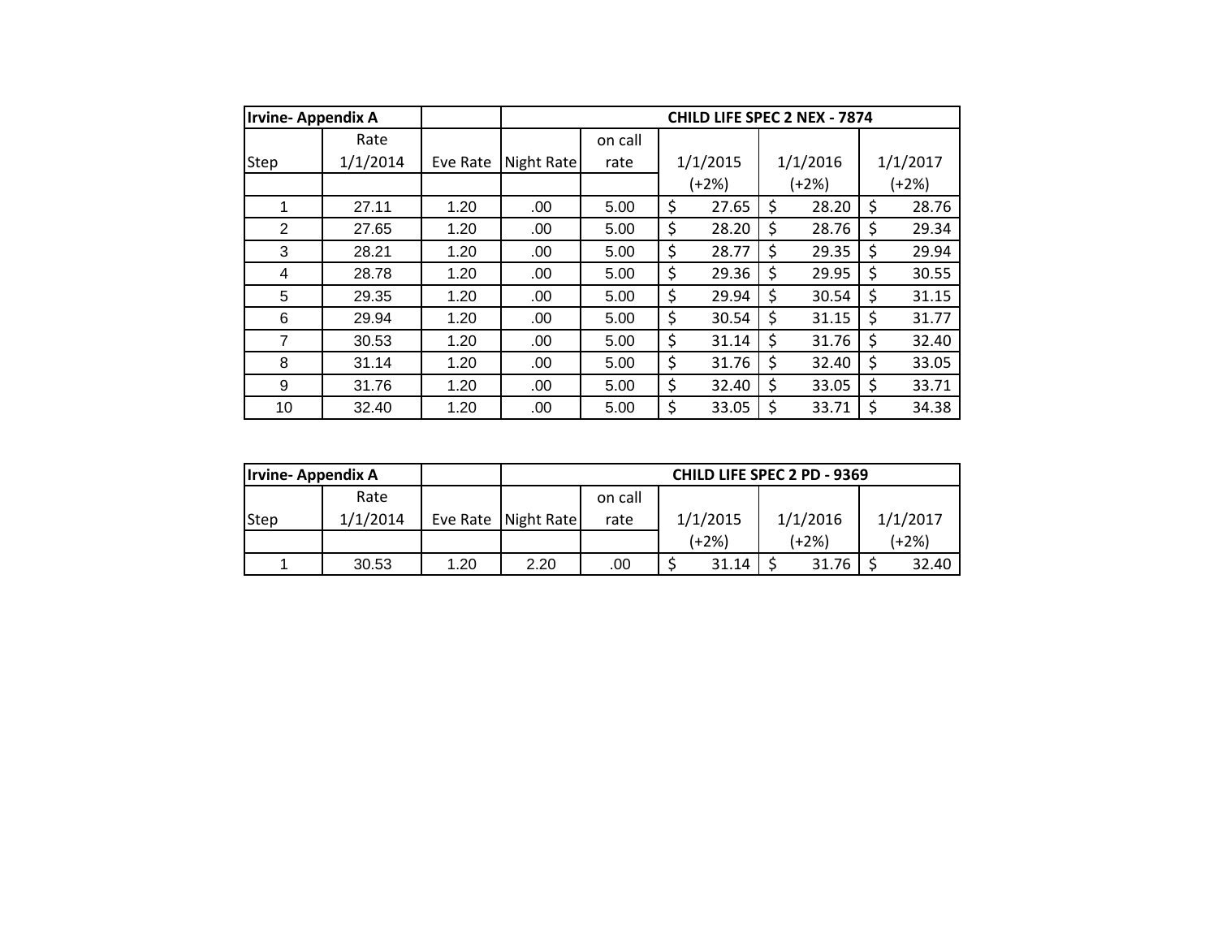| Irvine- Appendix A | | | CHILD LIFE SPEC 2 NEX - 7874 | | | | |
|---|---|---|---|---|---|---|---|
| Step | Rate 1/1/2014 | Eve Rate | Night Rate | on call rate | 1/1/2015 (+2%) | 1/1/2016 (+2%) | 1/1/2017 (+2%) |
| 1 | 27.11 | 1.20 | .00 | 5.00 | $ 27.65 | $ 28.20 | $ 28.76 |
| 2 | 27.65 | 1.20 | .00 | 5.00 | $ 28.20 | $ 28.76 | $ 29.34 |
| 3 | 28.21 | 1.20 | .00 | 5.00 | $ 28.77 | $ 29.35 | $ 29.94 |
| 4 | 28.78 | 1.20 | .00 | 5.00 | $ 29.36 | $ 29.95 | $ 30.55 |
| 5 | 29.35 | 1.20 | .00 | 5.00 | $ 29.94 | $ 30.54 | $ 31.15 |
| 6 | 29.94 | 1.20 | .00 | 5.00 | $ 30.54 | $ 31.15 | $ 31.77 |
| 7 | 30.53 | 1.20 | .00 | 5.00 | $ 31.14 | $ 31.76 | $ 32.40 |
| 8 | 31.14 | 1.20 | .00 | 5.00 | $ 31.76 | $ 32.40 | $ 33.05 |
| 9 | 31.76 | 1.20 | .00 | 5.00 | $ 32.40 | $ 33.05 | $ 33.71 |
| 10 | 32.40 | 1.20 | .00 | 5.00 | $ 33.05 | $ 33.71 | $ 34.38 |

| Irvine- Appendix A | | | CHILD LIFE SPEC 2 PD - 9369 | | | | |
|---|---|---|---|---|---|---|---|
| Step | Rate 1/1/2014 | Eve Rate | Night Rate | on call rate | 1/1/2015 (+2%) | 1/1/2016 (+2%) | 1/1/2017 (+2%) |
| 1 | 30.53 | 1.20 | 2.20 | .00 | $ 31.14 | $ 31.76 | $ 32.40 |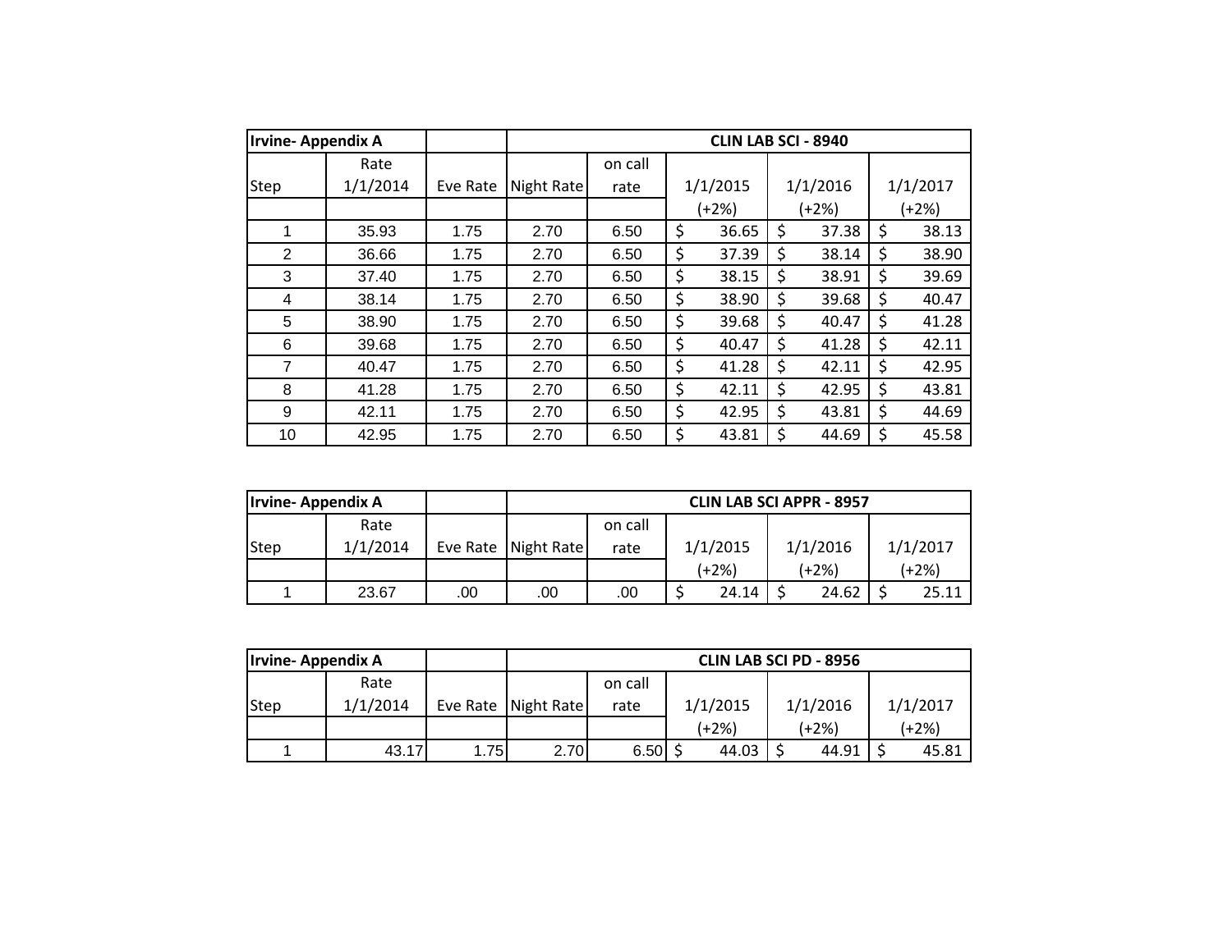| Irvine- Appendix A | | | CLIN LAB SCI - 8940 | | | | |
|---|---|---|---|---|---|---|---|
| Step | Rate 1/1/2014 | Eve Rate | Night Rate | on call rate | 1/1/2015 (+2%) | 1/1/2016 (+2%) | 1/1/2017 (+2%) |
| 1 | 35.93 | 1.75 | 2.70 | 6.50 | $ 36.65 | $ 37.38 | $ 38.13 |
| 2 | 36.66 | 1.75 | 2.70 | 6.50 | $ 37.39 | $ 38.14 | $ 38.90 |
| 3 | 37.40 | 1.75 | 2.70 | 6.50 | $ 38.15 | $ 38.91 | $ 39.69 |
| 4 | 38.14 | 1.75 | 2.70 | 6.50 | $ 38.90 | $ 39.68 | $ 40.47 |
| 5 | 38.90 | 1.75 | 2.70 | 6.50 | $ 39.68 | $ 40.47 | $ 41.28 |
| 6 | 39.68 | 1.75 | 2.70 | 6.50 | $ 40.47 | $ 41.28 | $ 42.11 |
| 7 | 40.47 | 1.75 | 2.70 | 6.50 | $ 41.28 | $ 42.11 | $ 42.95 |
| 8 | 41.28 | 1.75 | 2.70 | 6.50 | $ 42.11 | $ 42.95 | $ 43.81 |
| 9 | 42.11 | 1.75 | 2.70 | 6.50 | $ 42.95 | $ 43.81 | $ 44.69 |
| 10 | 42.95 | 1.75 | 2.70 | 6.50 | $ 43.81 | $ 44.69 | $ 45.58 |

| Irvine- Appendix A | | | CLIN LAB SCI APPR - 8957 | | | | |
|---|---|---|---|---|---|---|---|
| Step | Rate 1/1/2014 | Eve Rate | Night Rate | on call rate | 1/1/2015 (+2%) | 1/1/2016 (+2%) | 1/1/2017 (+2%) |
| 1 | 23.67 | .00 | .00 | .00 | $ 24.14 | $ 24.62 | $ 25.11 |

| Irvine- Appendix A | | | CLIN LAB SCI PD - 8956 | | | | |
|---|---|---|---|---|---|---|---|
| Step | Rate 1/1/2014 | Eve Rate | Night Rate | on call rate | 1/1/2015 (+2%) | 1/1/2016 (+2%) | 1/1/2017 (+2%) |
| 1 | 43.17 | 1.75 | 2.70 | 6.50 | $ 44.03 | $ 44.91 | $ 45.81 |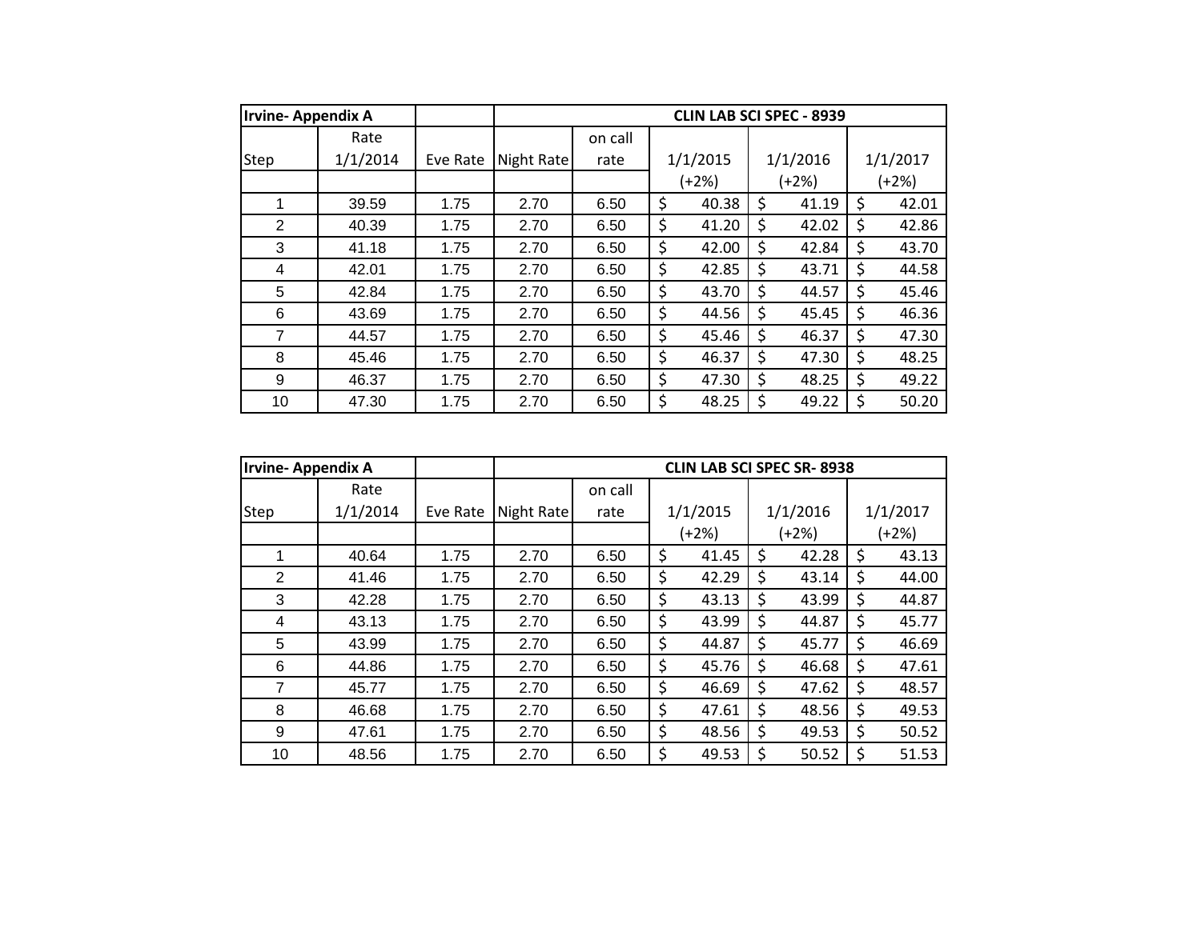| Irvine- Appendix A | | | | | CLIN LAB SCI SPEC - 8939 | | |
|---|---|---|---|---|---|---|---|
| Step | Rate 1/1/2014 | Eve Rate | Night Rate | on call rate | 1/1/2015 (+2%) | 1/1/2016 (+2%) | 1/1/2017 (+2%) |
| 1 | 39.59 | 1.75 | 2.70 | 6.50 | $ 40.38 | $ 41.19 | $ 42.01 |
| 2 | 40.39 | 1.75 | 2.70 | 6.50 | $ 41.20 | $ 42.02 | $ 42.86 |
| 3 | 41.18 | 1.75 | 2.70 | 6.50 | $ 42.00 | $ 42.84 | $ 43.70 |
| 4 | 42.01 | 1.75 | 2.70 | 6.50 | $ 42.85 | $ 43.71 | $ 44.58 |
| 5 | 42.84 | 1.75 | 2.70 | 6.50 | $ 43.70 | $ 44.57 | $ 45.46 |
| 6 | 43.69 | 1.75 | 2.70 | 6.50 | $ 44.56 | $ 45.45 | $ 46.36 |
| 7 | 44.57 | 1.75 | 2.70 | 6.50 | $ 45.46 | $ 46.37 | $ 47.30 |
| 8 | 45.46 | 1.75 | 2.70 | 6.50 | $ 46.37 | $ 47.30 | $ 48.25 |
| 9 | 46.37 | 1.75 | 2.70 | 6.50 | $ 47.30 | $ 48.25 | $ 49.22 |
| 10 | 47.30 | 1.75 | 2.70 | 6.50 | $ 48.25 | $ 49.22 | $ 50.20 |

| Irvine- Appendix A | | | | | CLIN LAB SCI SPEC SR- 8938 | | |
|---|---|---|---|---|---|---|---|
| Step | Rate 1/1/2014 | Eve Rate | Night Rate | on call rate | 1/1/2015 (+2%) | 1/1/2016 (+2%) | 1/1/2017 (+2%) |
| 1 | 40.64 | 1.75 | 2.70 | 6.50 | $ 41.45 | $ 42.28 | $ 43.13 |
| 2 | 41.46 | 1.75 | 2.70 | 6.50 | $ 42.29 | $ 43.14 | $ 44.00 |
| 3 | 42.28 | 1.75 | 2.70 | 6.50 | $ 43.13 | $ 43.99 | $ 44.87 |
| 4 | 43.13 | 1.75 | 2.70 | 6.50 | $ 43.99 | $ 44.87 | $ 45.77 |
| 5 | 43.99 | 1.75 | 2.70 | 6.50 | $ 44.87 | $ 45.77 | $ 46.69 |
| 6 | 44.86 | 1.75 | 2.70 | 6.50 | $ 45.76 | $ 46.68 | $ 47.61 |
| 7 | 45.77 | 1.75 | 2.70 | 6.50 | $ 46.69 | $ 47.62 | $ 48.57 |
| 8 | 46.68 | 1.75 | 2.70 | 6.50 | $ 47.61 | $ 48.56 | $ 49.53 |
| 9 | 47.61 | 1.75 | 2.70 | 6.50 | $ 48.56 | $ 49.53 | $ 50.52 |
| 10 | 48.56 | 1.75 | 2.70 | 6.50 | $ 49.53 | $ 50.52 | $ 51.53 |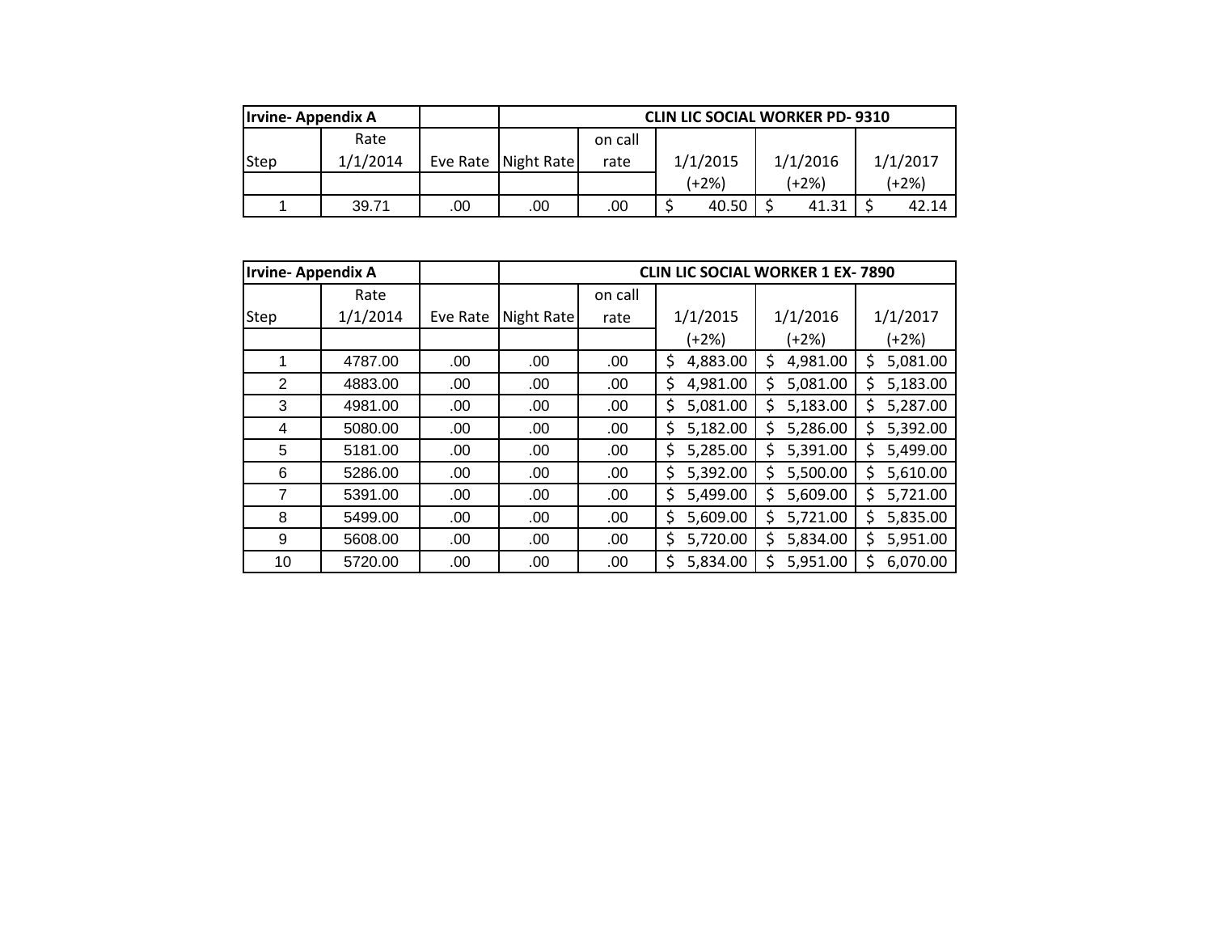| Irvine- Appendix A | | | CLIN LIC SOCIAL WORKER PD- 9310 | | | | |
|---|---|---|---|---|---|---|---|
| Step | Rate 1/1/2014 | Eve Rate | Night Rate | on call rate | 1/1/2015 | 1/1/2016 | 1/1/2017 |
| | | | | | (+2%) | (+2%) | (+2%) |
| 1 | 39.71 | .00 | .00 | .00 | $ 40.50 | $ 41.31 | $ 42.14 |

| Irvine- Appendix A | | | CLIN LIC SOCIAL WORKER 1 EX- 7890 | | | | |
|---|---|---|---|---|---|---|---|
| Step | Rate 1/1/2014 | Eve Rate | Night Rate | on call rate | 1/1/2015 | 1/1/2016 | 1/1/2017 |
| | | | | | (+2%) | (+2%) | (+2%) |
| 1 | 4787.00 | .00 | .00 | .00 | $ 4,883.00 | $ 4,981.00 | $ 5,081.00 |
| 2 | 4883.00 | .00 | .00 | .00 | $ 4,981.00 | $ 5,081.00 | $ 5,183.00 |
| 3 | 4981.00 | .00 | .00 | .00 | $ 5,081.00 | $ 5,183.00 | $ 5,287.00 |
| 4 | 5080.00 | .00 | .00 | .00 | $ 5,182.00 | $ 5,286.00 | $ 5,392.00 |
| 5 | 5181.00 | .00 | .00 | .00 | $ 5,285.00 | $ 5,391.00 | $ 5,499.00 |
| 6 | 5286.00 | .00 | .00 | .00 | $ 5,392.00 | $ 5,500.00 | $ 5,610.00 |
| 7 | 5391.00 | .00 | .00 | .00 | $ 5,499.00 | $ 5,609.00 | $ 5,721.00 |
| 8 | 5499.00 | .00 | .00 | .00 | $ 5,609.00 | $ 5,721.00 | $ 5,835.00 |
| 9 | 5608.00 | .00 | .00 | .00 | $ 5,720.00 | $ 5,834.00 | $ 5,951.00 |
| 10 | 5720.00 | .00 | .00 | .00 | $ 5,834.00 | $ 5,951.00 | $ 6,070.00 |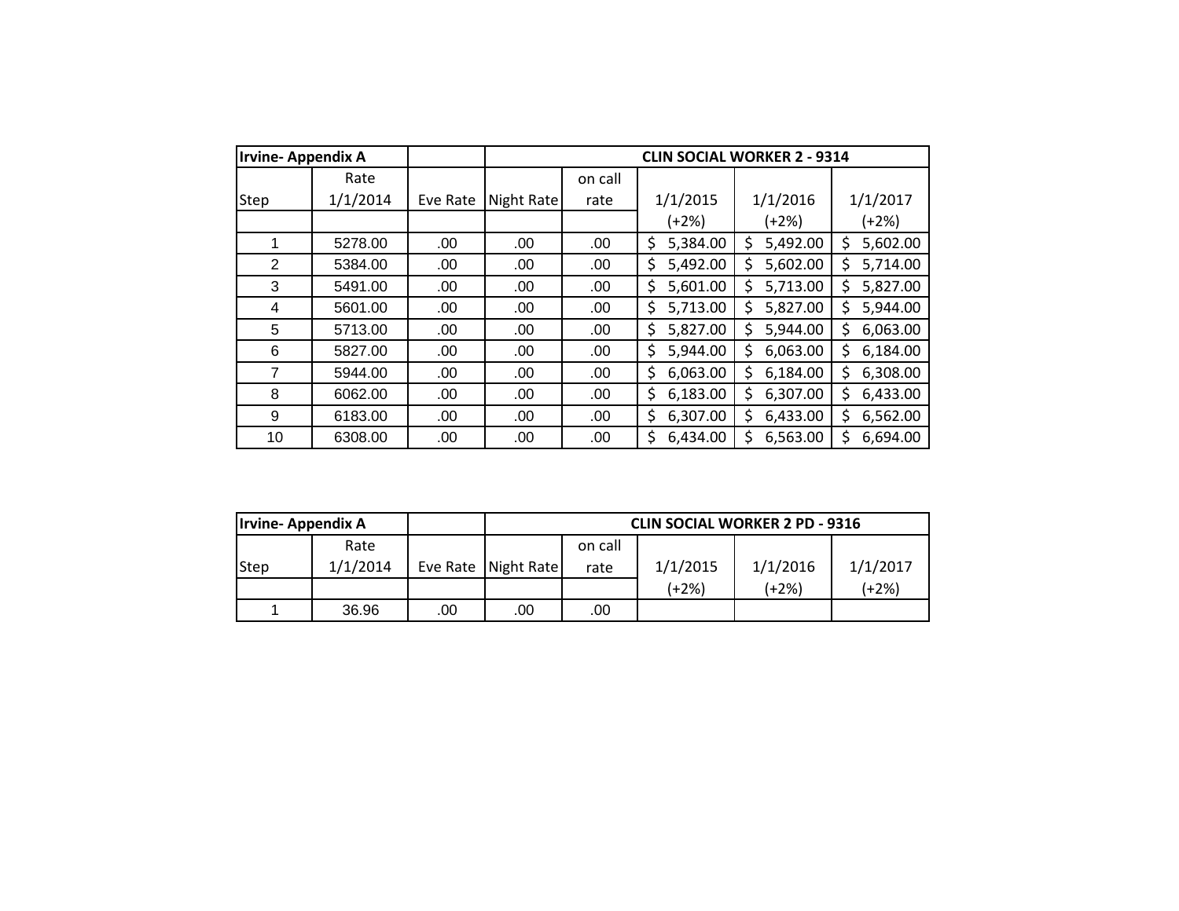| Irvine- Appendix A | | | CLIN SOCIAL WORKER 2 - 9314 | | | | |
|---|---|---|---|---|---|---|---|
| Step | Rate 1/1/2014 | Eve Rate | Night Rate | on call rate | 1/1/2015 | 1/1/2016 | 1/1/2017 |
| | | | | | (+2%) | (+2%) | (+2%) |
| 1 | 5278.00 | .00 | .00 | .00 | $ 5,384.00 | $ 5,492.00 | $ 5,602.00 |
| 2 | 5384.00 | .00 | .00 | .00 | $ 5,492.00 | $ 5,602.00 | $ 5,714.00 |
| 3 | 5491.00 | .00 | .00 | .00 | $ 5,601.00 | $ 5,713.00 | $ 5,827.00 |
| 4 | 5601.00 | .00 | .00 | .00 | $ 5,713.00 | $ 5,827.00 | $ 5,944.00 |
| 5 | 5713.00 | .00 | .00 | .00 | $ 5,827.00 | $ 5,944.00 | $ 6,063.00 |
| 6 | 5827.00 | .00 | .00 | .00 | $ 5,944.00 | $ 6,063.00 | $ 6,184.00 |
| 7 | 5944.00 | .00 | .00 | .00 | $ 6,063.00 | $ 6,184.00 | $ 6,308.00 |
| 8 | 6062.00 | .00 | .00 | .00 | $ 6,183.00 | $ 6,307.00 | $ 6,433.00 |
| 9 | 6183.00 | .00 | .00 | .00 | $ 6,307.00 | $ 6,433.00 | $ 6,562.00 |
| 10 | 6308.00 | .00 | .00 | .00 | $ 6,434.00 | $ 6,563.00 | $ 6,694.00 |

| Irvine- Appendix A | | | CLIN SOCIAL WORKER 2 PD - 9316 | | | | |
|---|---|---|---|---|---|---|---|
| Step | Rate 1/1/2014 | Eve Rate | Night Rate | on call rate | 1/1/2015 | 1/1/2016 | 1/1/2017 |
| | | | | | (+2%) | (+2%) | (+2%) |
| 1 | 36.96 | .00 | .00 | .00 | | | |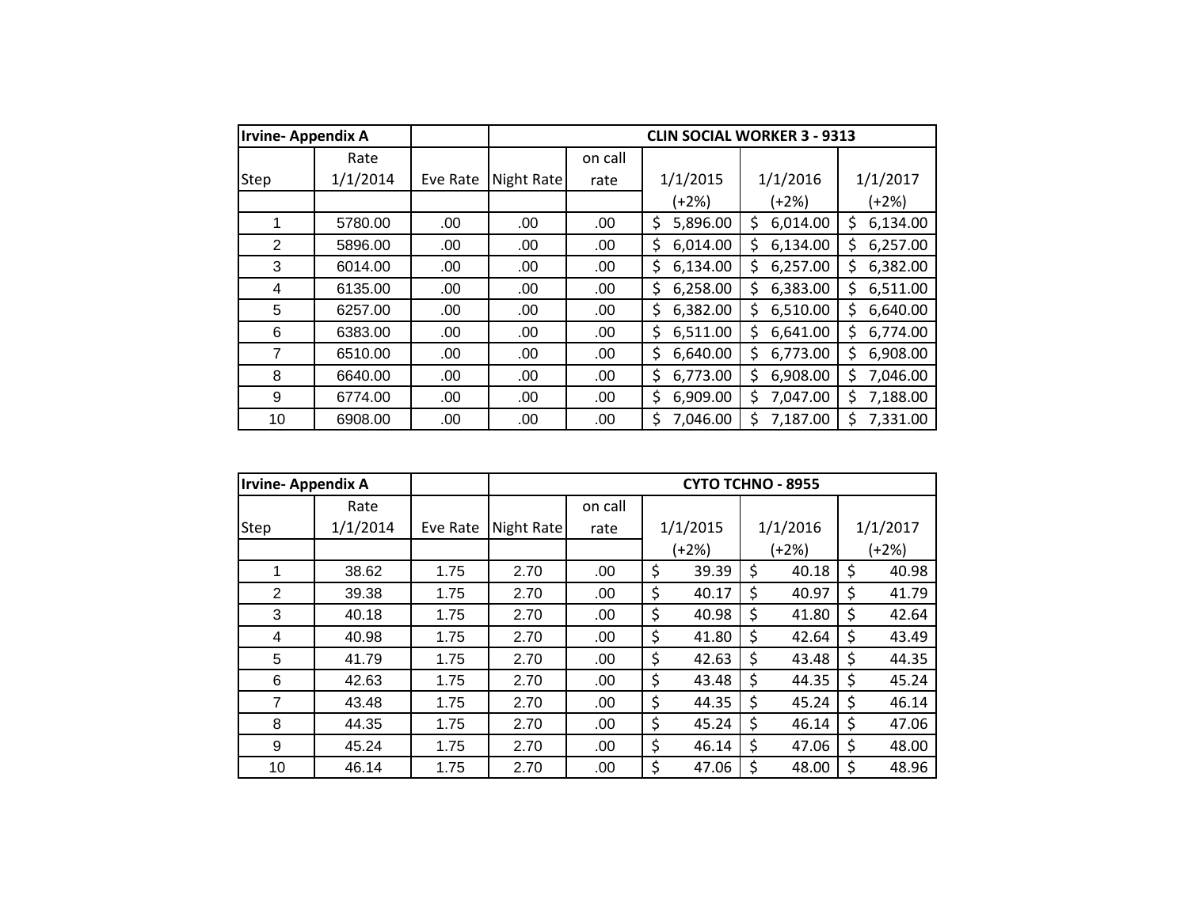| Irvine- Appendix A | | | | | CLIN SOCIAL WORKER 3 - 9313 | | |
|---|---|---|---|---|---|---|---|
| Step | Rate 1/1/2014 | Eve Rate | Night Rate | on call rate | 1/1/2015 (+2%) | 1/1/2016 (+2%) | 1/1/2017 (+2%) |
| 1 | 5780.00 | .00 | .00 | .00 | $ 5,896.00 | $ 6,014.00 | $ 6,134.00 |
| 2 | 5896.00 | .00 | .00 | .00 | $ 6,014.00 | $ 6,134.00 | $ 6,257.00 |
| 3 | 6014.00 | .00 | .00 | .00 | $ 6,134.00 | $ 6,257.00 | $ 6,382.00 |
| 4 | 6135.00 | .00 | .00 | .00 | $ 6,258.00 | $ 6,383.00 | $ 6,511.00 |
| 5 | 6257.00 | .00 | .00 | .00 | $ 6,382.00 | $ 6,510.00 | $ 6,640.00 |
| 6 | 6383.00 | .00 | .00 | .00 | $ 6,511.00 | $ 6,641.00 | $ 6,774.00 |
| 7 | 6510.00 | .00 | .00 | .00 | $ 6,640.00 | $ 6,773.00 | $ 6,908.00 |
| 8 | 6640.00 | .00 | .00 | .00 | $ 6,773.00 | $ 6,908.00 | $ 7,046.00 |
| 9 | 6774.00 | .00 | .00 | .00 | $ 6,909.00 | $ 7,047.00 | $ 7,188.00 |
| 10 | 6908.00 | .00 | .00 | .00 | $ 7,046.00 | $ 7,187.00 | $ 7,331.00 |

| Irvine- Appendix A | | | | | CYTO TCHNO - 8955 | | |
|---|---|---|---|---|---|---|---|
| Step | Rate 1/1/2014 | Eve Rate | Night Rate | on call rate | 1/1/2015 (+2%) | 1/1/2016 (+2%) | 1/1/2017 (+2%) |
| 1 | 38.62 | 1.75 | 2.70 | .00 | $ 39.39 | $ 40.18 | $ 40.98 |
| 2 | 39.38 | 1.75 | 2.70 | .00 | $ 40.17 | $ 40.97 | $ 41.79 |
| 3 | 40.18 | 1.75 | 2.70 | .00 | $ 40.98 | $ 41.80 | $ 42.64 |
| 4 | 40.98 | 1.75 | 2.70 | .00 | $ 41.80 | $ 42.64 | $ 43.49 |
| 5 | 41.79 | 1.75 | 2.70 | .00 | $ 42.63 | $ 43.48 | $ 44.35 |
| 6 | 42.63 | 1.75 | 2.70 | .00 | $ 43.48 | $ 44.35 | $ 45.24 |
| 7 | 43.48 | 1.75 | 2.70 | .00 | $ 44.35 | $ 45.24 | $ 46.14 |
| 8 | 44.35 | 1.75 | 2.70 | .00 | $ 45.24 | $ 46.14 | $ 47.06 |
| 9 | 45.24 | 1.75 | 2.70 | .00 | $ 46.14 | $ 47.06 | $ 48.00 |
| 10 | 46.14 | 1.75 | 2.70 | .00 | $ 47.06 | $ 48.00 | $ 48.96 |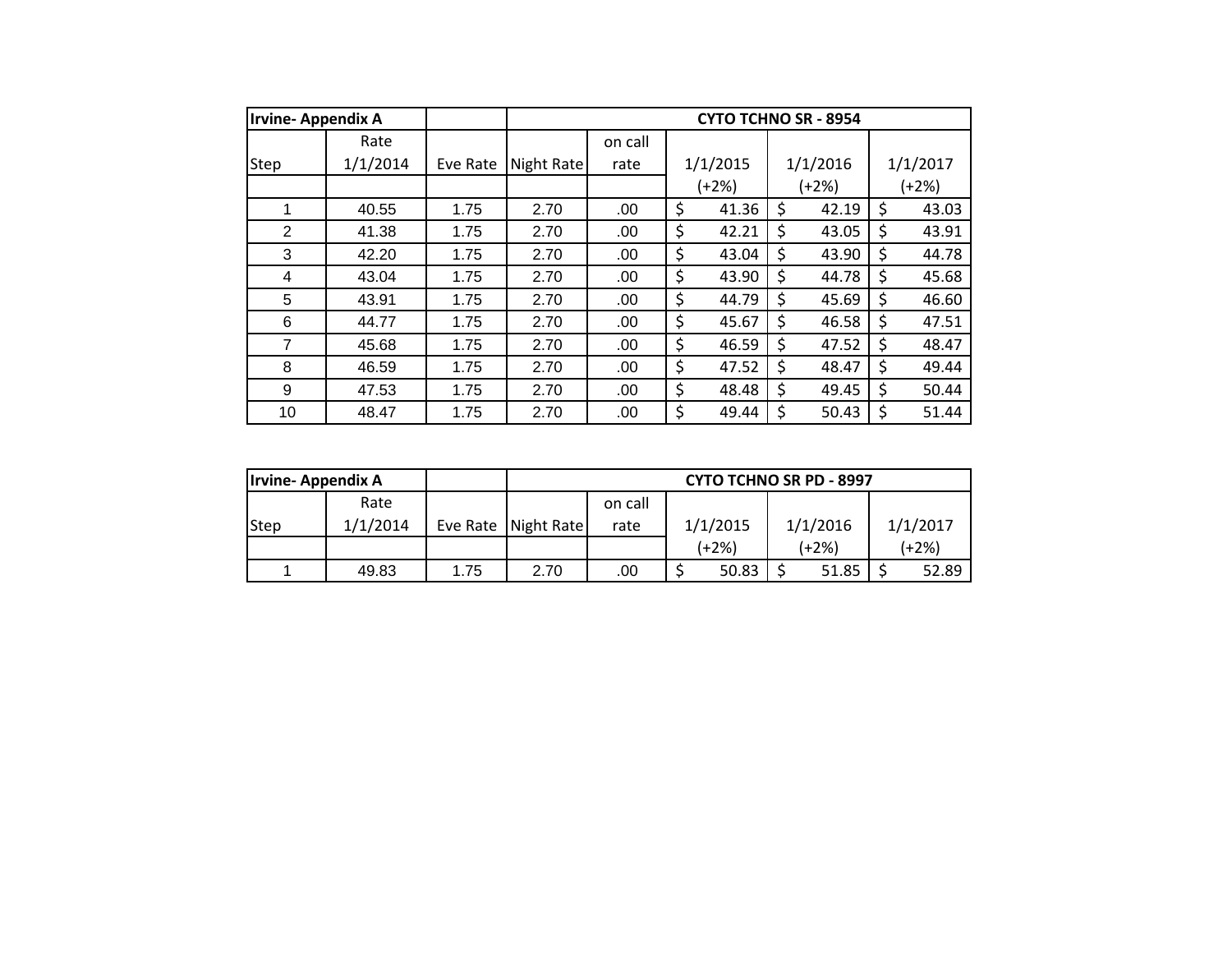| Irvine- Appendix A | | | CYTO TCHNO SR - 8954 | | | | |
|---|---|---|---|---|---|---|---|
| Step | Rate 1/1/2014 | Eve Rate | Night Rate | on call rate | 1/1/2015 | 1/1/2016 | 1/1/2017 |
| | | | | | (+2%) | (+2%) | (+2%) |
| 1 | 40.55 | 1.75 | 2.70 | .00 | $ 41.36 | $ 42.19 | $ 43.03 |
| 2 | 41.38 | 1.75 | 2.70 | .00 | $ 42.21 | $ 43.05 | $ 43.91 |
| 3 | 42.20 | 1.75 | 2.70 | .00 | $ 43.04 | $ 43.90 | $ 44.78 |
| 4 | 43.04 | 1.75 | 2.70 | .00 | $ 43.90 | $ 44.78 | $ 45.68 |
| 5 | 43.91 | 1.75 | 2.70 | .00 | $ 44.79 | $ 45.69 | $ 46.60 |
| 6 | 44.77 | 1.75 | 2.70 | .00 | $ 45.67 | $ 46.58 | $ 47.51 |
| 7 | 45.68 | 1.75 | 2.70 | .00 | $ 46.59 | $ 47.52 | $ 48.47 |
| 8 | 46.59 | 1.75 | 2.70 | .00 | $ 47.52 | $ 48.47 | $ 49.44 |
| 9 | 47.53 | 1.75 | 2.70 | .00 | $ 48.48 | $ 49.45 | $ 50.44 |
| 10 | 48.47 | 1.75 | 2.70 | .00 | $ 49.44 | $ 50.43 | $ 51.44 |

| Irvine- Appendix A | | | CYTO TCHNO SR PD - 8997 | | | | |
|---|---|---|---|---|---|---|---|
| Step | Rate 1/1/2014 | Eve Rate | Night Rate | on call rate | 1/1/2015 | 1/1/2016 | 1/1/2017 |
| | | | | | (+2%) | (+2%) | (+2%) |
| 1 | 49.83 | 1.75 | 2.70 | .00 | $ 50.83 | $ 51.85 | $ 52.89 |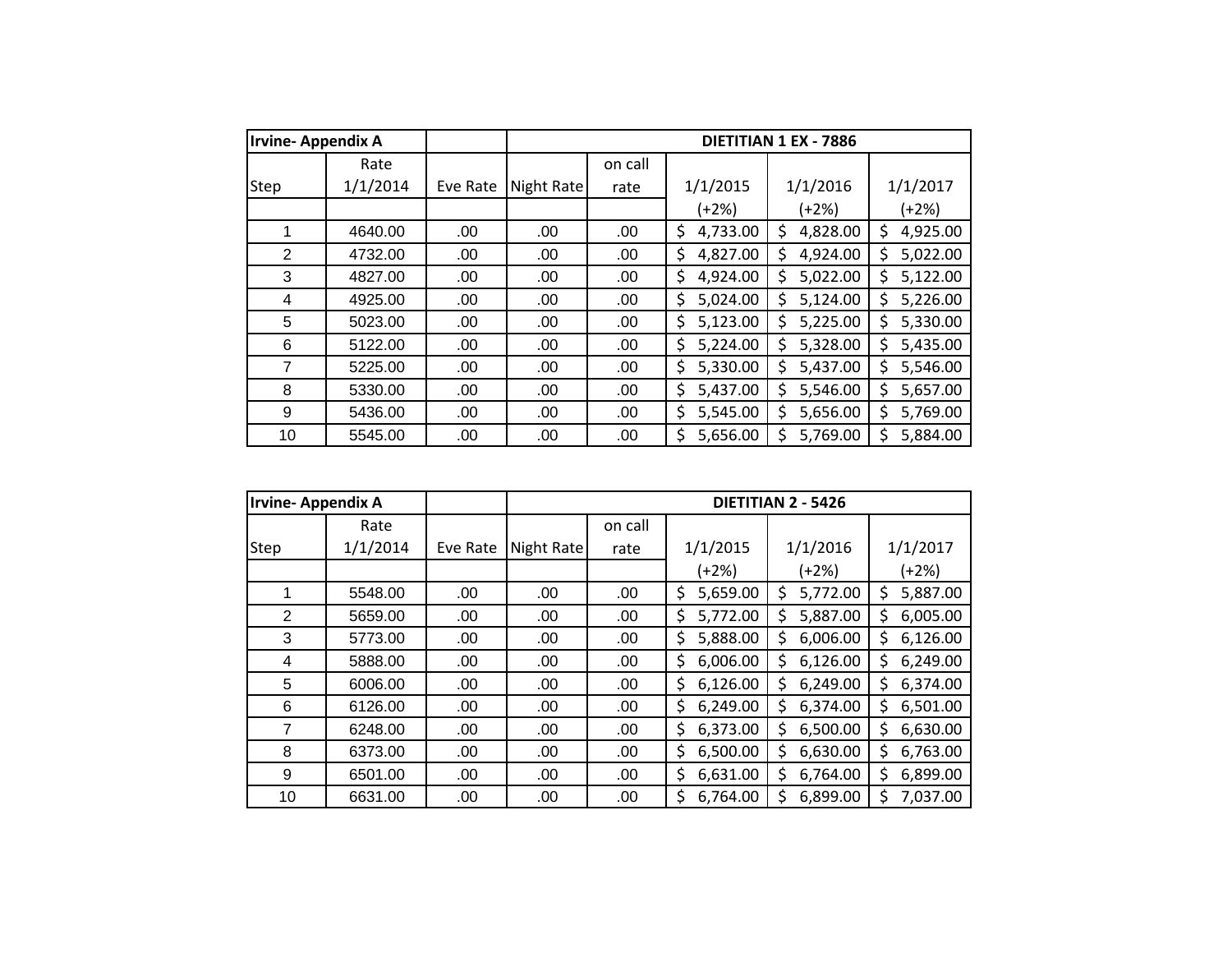| Irvine- Appendix A | | | DIETITIAN 1 EX - 7886 | | | | |
|---|---|---|---|---|---|---|---|
| Step | Rate 1/1/2014 | Eve Rate | Night Rate | on call rate | 1/1/2015 (+2%) | 1/1/2016 (+2%) | 1/1/2017 (+2%) |
| 1 | 4640.00 | .00 | .00 | .00 | $ 4,733.00 | $ 4,828.00 | $ 4,925.00 |
| 2 | 4732.00 | .00 | .00 | .00 | $ 4,827.00 | $ 4,924.00 | $ 5,022.00 |
| 3 | 4827.00 | .00 | .00 | .00 | $ 4,924.00 | $ 5,022.00 | $ 5,122.00 |
| 4 | 4925.00 | .00 | .00 | .00 | $ 5,024.00 | $ 5,124.00 | $ 5,226.00 |
| 5 | 5023.00 | .00 | .00 | .00 | $ 5,123.00 | $ 5,225.00 | $ 5,330.00 |
| 6 | 5122.00 | .00 | .00 | .00 | $ 5,224.00 | $ 5,328.00 | $ 5,435.00 |
| 7 | 5225.00 | .00 | .00 | .00 | $ 5,330.00 | $ 5,437.00 | $ 5,546.00 |
| 8 | 5330.00 | .00 | .00 | .00 | $ 5,437.00 | $ 5,546.00 | $ 5,657.00 |
| 9 | 5436.00 | .00 | .00 | .00 | $ 5,545.00 | $ 5,656.00 | $ 5,769.00 |
| 10 | 5545.00 | .00 | .00 | .00 | $ 5,656.00 | $ 5,769.00 | $ 5,884.00 |

| Irvine- Appendix A | | | DIETITIAN 2 - 5426 | | | | |
|---|---|---|---|---|---|---|---|
| Step | Rate 1/1/2014 | Eve Rate | Night Rate | on call rate | 1/1/2015 (+2%) | 1/1/2016 (+2%) | 1/1/2017 (+2%) |
| 1 | 5548.00 | .00 | .00 | .00 | $ 5,659.00 | $ 5,772.00 | $ 5,887.00 |
| 2 | 5659.00 | .00 | .00 | .00 | $ 5,772.00 | $ 5,887.00 | $ 6,005.00 |
| 3 | 5773.00 | .00 | .00 | .00 | $ 5,888.00 | $ 6,006.00 | $ 6,126.00 |
| 4 | 5888.00 | .00 | .00 | .00 | $ 6,006.00 | $ 6,126.00 | $ 6,249.00 |
| 5 | 6006.00 | .00 | .00 | .00 | $ 6,126.00 | $ 6,249.00 | $ 6,374.00 |
| 6 | 6126.00 | .00 | .00 | .00 | $ 6,249.00 | $ 6,374.00 | $ 6,501.00 |
| 7 | 6248.00 | .00 | .00 | .00 | $ 6,373.00 | $ 6,500.00 | $ 6,630.00 |
| 8 | 6373.00 | .00 | .00 | .00 | $ 6,500.00 | $ 6,630.00 | $ 6,763.00 |
| 9 | 6501.00 | .00 | .00 | .00 | $ 6,631.00 | $ 6,764.00 | $ 6,899.00 |
| 10 | 6631.00 | .00 | .00 | .00 | $ 6,764.00 | $ 6,899.00 | $ 7,037.00 |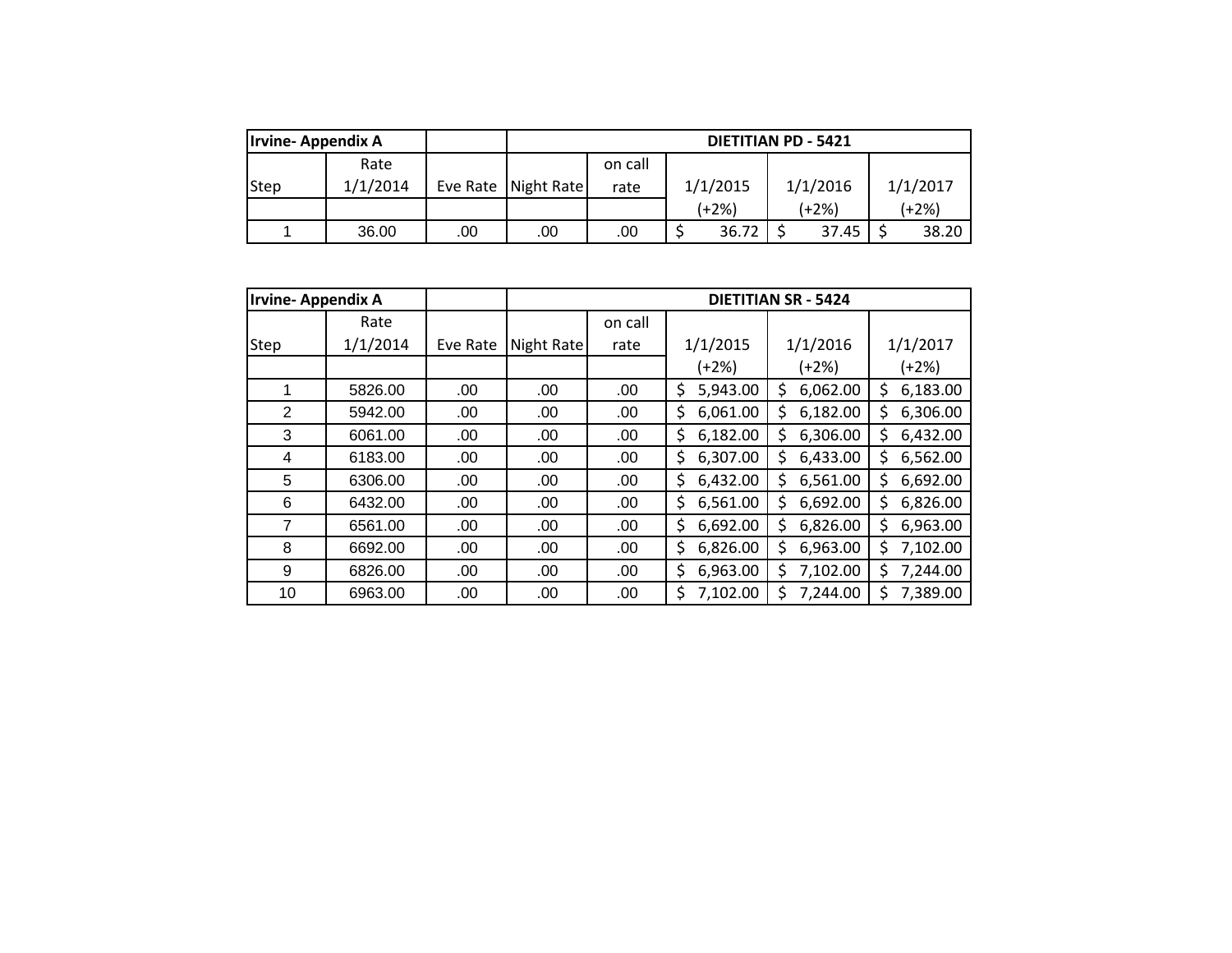| Irvine- Appendix A | | | DIETITIAN PD - 5421 | | | | |
|---|---|---|---|---|---|---|---|
| Step | Rate 1/1/2014 | Eve Rate | Night Rate | on call rate | 1/1/2015 (+2%) | 1/1/2016 (+2%) | 1/1/2017 (+2%) |
| 1 | 36.00 | .00 | .00 | .00 | $ 36.72 | $ 37.45 | $ 38.20 |

| Irvine- Appendix A | | | DIETITIAN SR - 5424 | | | | |
|---|---|---|---|---|---|---|---|
| Step | Rate 1/1/2014 | Eve Rate | Night Rate | on call rate | 1/1/2015 (+2%) | 1/1/2016 (+2%) | 1/1/2017 (+2%) |
| 1 | 5826.00 | .00 | .00 | .00 | $ 5,943.00 | $ 6,062.00 | $ 6,183.00 |
| 2 | 5942.00 | .00 | .00 | .00 | $ 6,061.00 | $ 6,182.00 | $ 6,306.00 |
| 3 | 6061.00 | .00 | .00 | .00 | $ 6,182.00 | $ 6,306.00 | $ 6,432.00 |
| 4 | 6183.00 | .00 | .00 | .00 | $ 6,307.00 | $ 6,433.00 | $ 6,562.00 |
| 5 | 6306.00 | .00 | .00 | .00 | $ 6,432.00 | $ 6,561.00 | $ 6,692.00 |
| 6 | 6432.00 | .00 | .00 | .00 | $ 6,561.00 | $ 6,692.00 | $ 6,826.00 |
| 7 | 6561.00 | .00 | .00 | .00 | $ 6,692.00 | $ 6,826.00 | $ 6,963.00 |
| 8 | 6692.00 | .00 | .00 | .00 | $ 6,826.00 | $ 6,963.00 | $ 7,102.00 |
| 9 | 6826.00 | .00 | .00 | .00 | $ 6,963.00 | $ 7,102.00 | $ 7,244.00 |
| 10 | 6963.00 | .00 | .00 | .00 | $ 7,102.00 | $ 7,244.00 | $ 7,389.00 |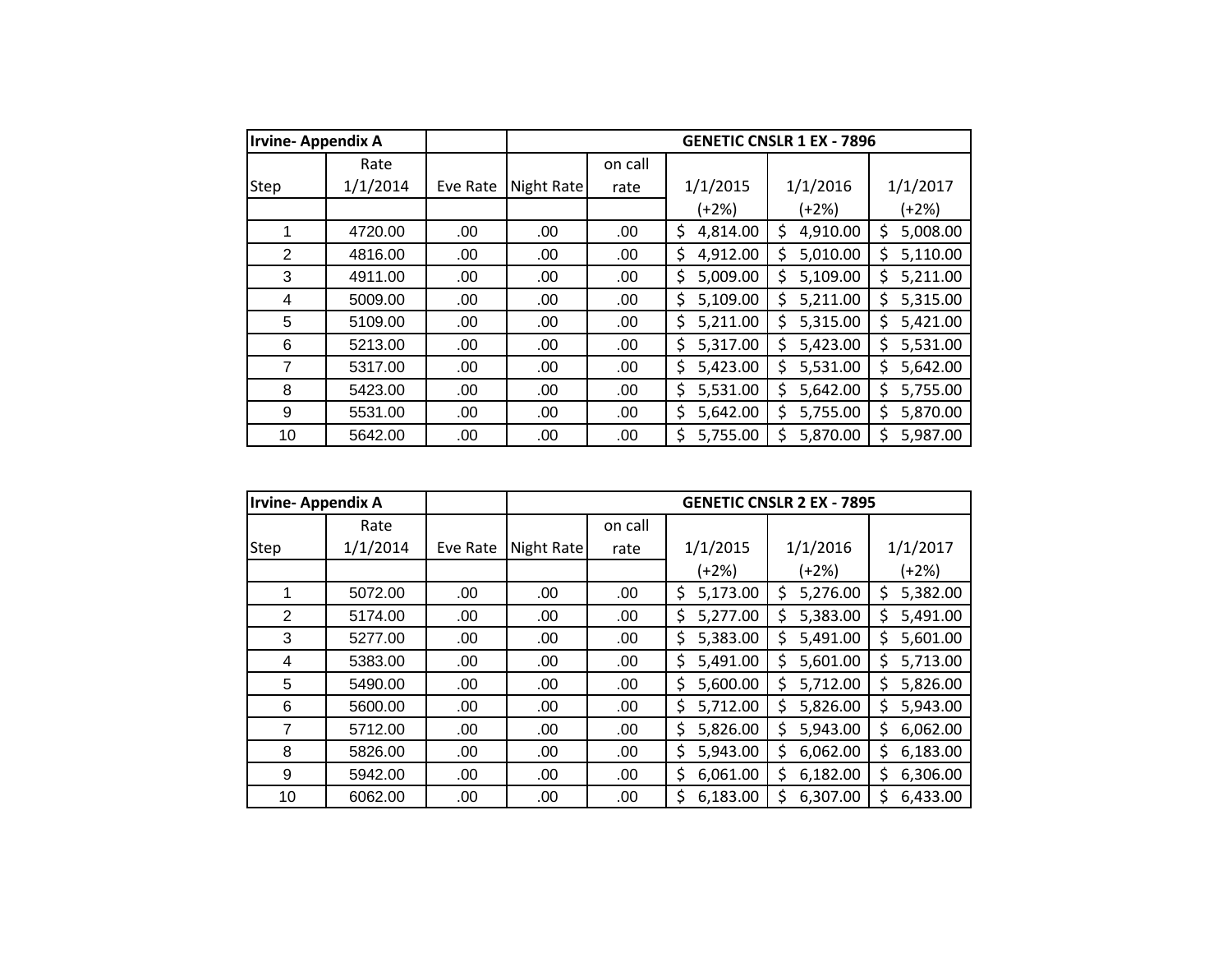| Irvine- Appendix A | | | | GENETIC CNSLR 1 EX - 7896 | | | |
|---|---|---|---|---|---|---|---|
| Step | Rate 1/1/2014 | Eve Rate | Night Rate | on call rate | 1/1/2015 (+2%) | 1/1/2016 (+2%) | 1/1/2017 (+2%) |
| 1 | 4720.00 | .00 | .00 | .00 | $ 4,814.00 | $ 4,910.00 | $ 5,008.00 |
| 2 | 4816.00 | .00 | .00 | .00 | $ 4,912.00 | $ 5,010.00 | $ 5,110.00 |
| 3 | 4911.00 | .00 | .00 | .00 | $ 5,009.00 | $ 5,109.00 | $ 5,211.00 |
| 4 | 5009.00 | .00 | .00 | .00 | $ 5,109.00 | $ 5,211.00 | $ 5,315.00 |
| 5 | 5109.00 | .00 | .00 | .00 | $ 5,211.00 | $ 5,315.00 | $ 5,421.00 |
| 6 | 5213.00 | .00 | .00 | .00 | $ 5,317.00 | $ 5,423.00 | $ 5,531.00 |
| 7 | 5317.00 | .00 | .00 | .00 | $ 5,423.00 | $ 5,531.00 | $ 5,642.00 |
| 8 | 5423.00 | .00 | .00 | .00 | $ 5,531.00 | $ 5,642.00 | $ 5,755.00 |
| 9 | 5531.00 | .00 | .00 | .00 | $ 5,642.00 | $ 5,755.00 | $ 5,870.00 |
| 10 | 5642.00 | .00 | .00 | .00 | $ 5,755.00 | $ 5,870.00 | $ 5,987.00 |

| Irvine- Appendix A | | | | GENETIC CNSLR 2 EX - 7895 | | | |
|---|---|---|---|---|---|---|---|
| Step | Rate 1/1/2014 | Eve Rate | Night Rate | on call rate | 1/1/2015 (+2%) | 1/1/2016 (+2%) | 1/1/2017 (+2%) |
| 1 | 5072.00 | .00 | .00 | .00 | $ 5,173.00 | $ 5,276.00 | $ 5,382.00 |
| 2 | 5174.00 | .00 | .00 | .00 | $ 5,277.00 | $ 5,383.00 | $ 5,491.00 |
| 3 | 5277.00 | .00 | .00 | .00 | $ 5,383.00 | $ 5,491.00 | $ 5,601.00 |
| 4 | 5383.00 | .00 | .00 | .00 | $ 5,491.00 | $ 5,601.00 | $ 5,713.00 |
| 5 | 5490.00 | .00 | .00 | .00 | $ 5,600.00 | $ 5,712.00 | $ 5,826.00 |
| 6 | 5600.00 | .00 | .00 | .00 | $ 5,712.00 | $ 5,826.00 | $ 5,943.00 |
| 7 | 5712.00 | .00 | .00 | .00 | $ 5,826.00 | $ 5,943.00 | $ 6,062.00 |
| 8 | 5826.00 | .00 | .00 | .00 | $ 5,943.00 | $ 6,062.00 | $ 6,183.00 |
| 9 | 5942.00 | .00 | .00 | .00 | $ 6,061.00 | $ 6,182.00 | $ 6,306.00 |
| 10 | 6062.00 | .00 | .00 | .00 | $ 6,183.00 | $ 6,307.00 | $ 6,433.00 |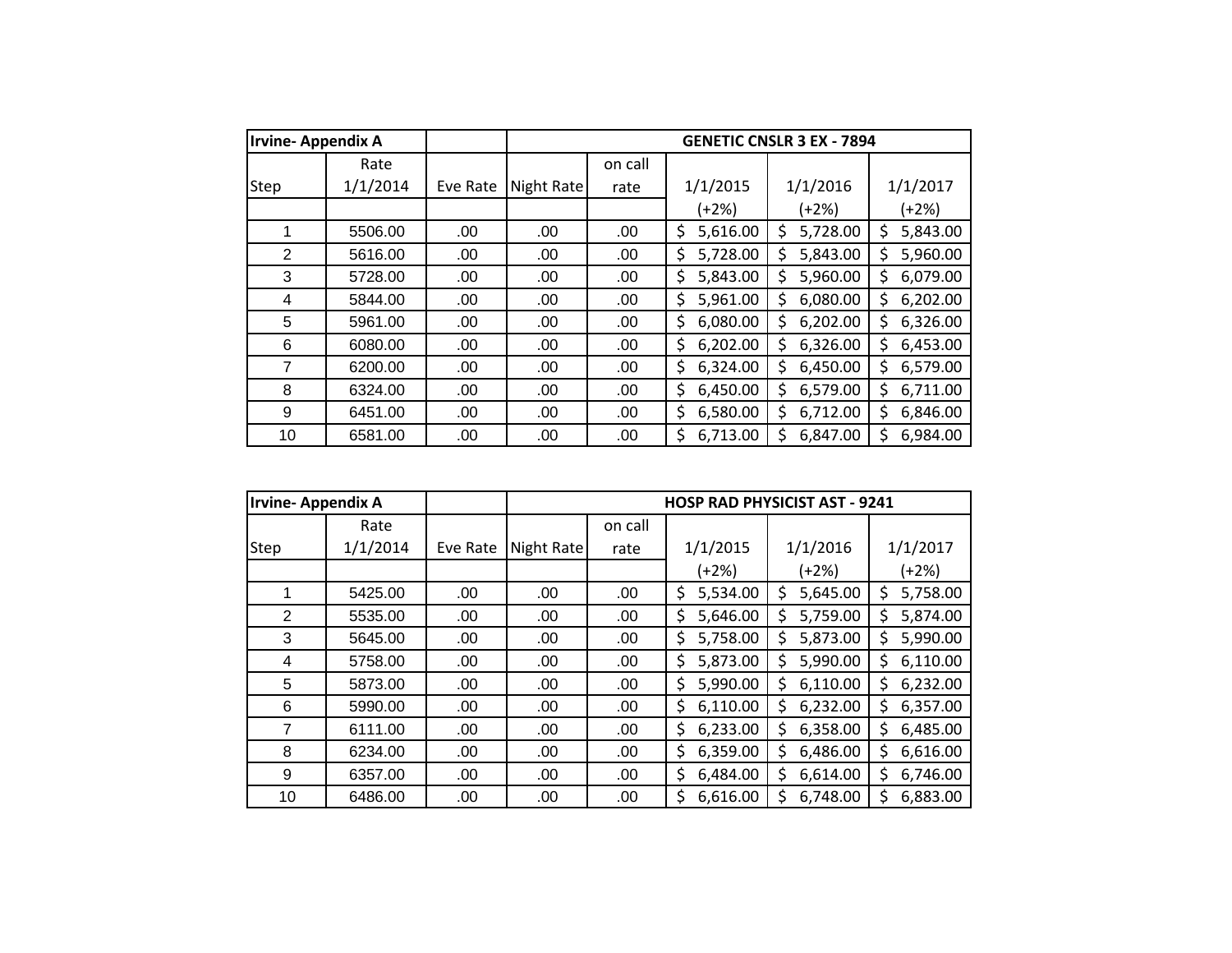| Irvine- Appendix A | | | | | GENETIC CNSLR 3 EX - 7894 | | |
|---|---|---|---|---|---|---|---|
| Step | Rate 1/1/2014 | Eve Rate | Night Rate | on call rate | 1/1/2015 (+2%) | 1/1/2016 (+2%) | 1/1/2017 (+2%) |
| 1 | 5506.00 | .00 | .00 | .00 | $ 5,616.00 | $ 5,728.00 | $ 5,843.00 |
| 2 | 5616.00 | .00 | .00 | .00 | $ 5,728.00 | $ 5,843.00 | $ 5,960.00 |
| 3 | 5728.00 | .00 | .00 | .00 | $ 5,843.00 | $ 5,960.00 | $ 6,079.00 |
| 4 | 5844.00 | .00 | .00 | .00 | $ 5,961.00 | $ 6,080.00 | $ 6,202.00 |
| 5 | 5961.00 | .00 | .00 | .00 | $ 6,080.00 | $ 6,202.00 | $ 6,326.00 |
| 6 | 6080.00 | .00 | .00 | .00 | $ 6,202.00 | $ 6,326.00 | $ 6,453.00 |
| 7 | 6200.00 | .00 | .00 | .00 | $ 6,324.00 | $ 6,450.00 | $ 6,579.00 |
| 8 | 6324.00 | .00 | .00 | .00 | $ 6,450.00 | $ 6,579.00 | $ 6,711.00 |
| 9 | 6451.00 | .00 | .00 | .00 | $ 6,580.00 | $ 6,712.00 | $ 6,846.00 |
| 10 | 6581.00 | .00 | .00 | .00 | $ 6,713.00 | $ 6,847.00 | $ 6,984.00 |

| Irvine- Appendix A | | | | | HOSP RAD PHYSICIST AST - 9241 | | |
|---|---|---|---|---|---|---|---|
| Step | Rate 1/1/2014 | Eve Rate | Night Rate | on call rate | 1/1/2015 (+2%) | 1/1/2016 (+2%) | 1/1/2017 (+2%) |
| 1 | 5425.00 | .00 | .00 | .00 | $ 5,534.00 | $ 5,645.00 | $ 5,758.00 |
| 2 | 5535.00 | .00 | .00 | .00 | $ 5,646.00 | $ 5,759.00 | $ 5,874.00 |
| 3 | 5645.00 | .00 | .00 | .00 | $ 5,758.00 | $ 5,873.00 | $ 5,990.00 |
| 4 | 5758.00 | .00 | .00 | .00 | $ 5,873.00 | $ 5,990.00 | $ 6,110.00 |
| 5 | 5873.00 | .00 | .00 | .00 | $ 5,990.00 | $ 6,110.00 | $ 6,232.00 |
| 6 | 5990.00 | .00 | .00 | .00 | $ 6,110.00 | $ 6,232.00 | $ 6,357.00 |
| 7 | 6111.00 | .00 | .00 | .00 | $ 6,233.00 | $ 6,358.00 | $ 6,485.00 |
| 8 | 6234.00 | .00 | .00 | .00 | $ 6,359.00 | $ 6,486.00 | $ 6,616.00 |
| 9 | 6357.00 | .00 | .00 | .00 | $ 6,484.00 | $ 6,614.00 | $ 6,746.00 |
| 10 | 6486.00 | .00 | .00 | .00 | $ 6,616.00 | $ 6,748.00 | $ 6,883.00 |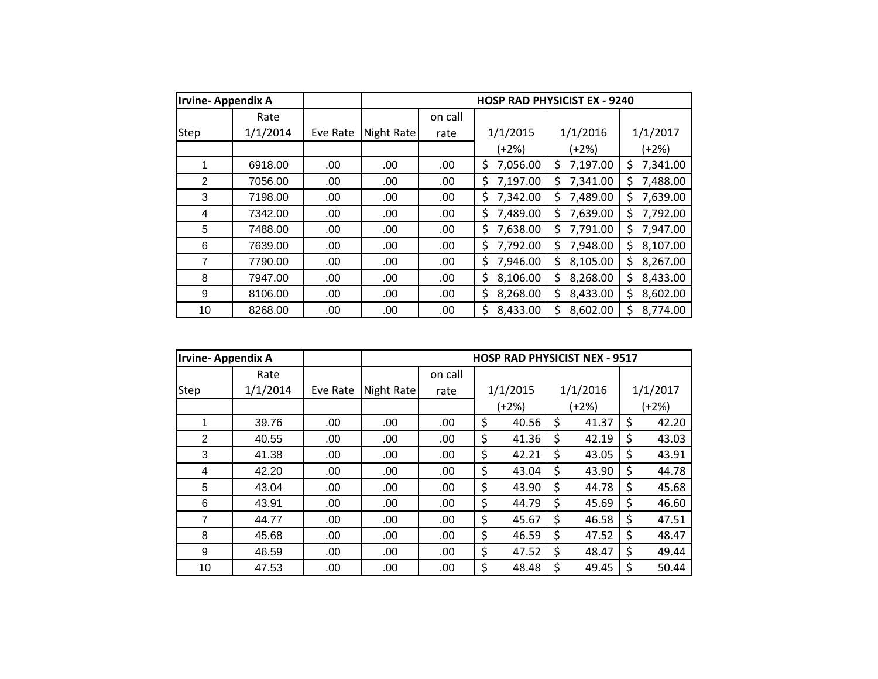| Irvine- Appendix A | | | | | HOSP RAD PHYSICIST EX - 9240 | | |
|---|---|---|---|---|---|---|---|
| Step | Rate 1/1/2014 | Eve Rate | Night Rate | on call rate | 1/1/2015 | 1/1/2016 | 1/1/2017 |
| | | | | | (+2%) | (+2%) | (+2%) |
| 1 | 6918.00 | .00 | .00 | .00 | $ 7,056.00 | $ 7,197.00 | $ 7,341.00 |
| 2 | 7056.00 | .00 | .00 | .00 | $ 7,197.00 | $ 7,341.00 | $ 7,488.00 |
| 3 | 7198.00 | .00 | .00 | .00 | $ 7,342.00 | $ 7,489.00 | $ 7,639.00 |
| 4 | 7342.00 | .00 | .00 | .00 | $ 7,489.00 | $ 7,639.00 | $ 7,792.00 |
| 5 | 7488.00 | .00 | .00 | .00 | $ 7,638.00 | $ 7,791.00 | $ 7,947.00 |
| 6 | 7639.00 | .00 | .00 | .00 | $ 7,792.00 | $ 7,948.00 | $ 8,107.00 |
| 7 | 7790.00 | .00 | .00 | .00 | $ 7,946.00 | $ 8,105.00 | $ 8,267.00 |
| 8 | 7947.00 | .00 | .00 | .00 | $ 8,106.00 | $ 8,268.00 | $ 8,433.00 |
| 9 | 8106.00 | .00 | .00 | .00 | $ 8,268.00 | $ 8,433.00 | $ 8,602.00 |
| 10 | 8268.00 | .00 | .00 | .00 | $ 8,433.00 | $ 8,602.00 | $ 8,774.00 |

| Irvine- Appendix A | | | | | HOSP RAD PHYSICIST NEX - 9517 | | |
|---|---|---|---|---|---|---|---|
| Step | Rate 1/1/2014 | Eve Rate | Night Rate | on call rate | 1/1/2015 | 1/1/2016 | 1/1/2017 |
| | | | | | (+2%) | (+2%) | (+2%) |
| 1 | 39.76 | .00 | .00 | .00 | $ 40.56 | $ 41.37 | $ 42.20 |
| 2 | 40.55 | .00 | .00 | .00 | $ 41.36 | $ 42.19 | $ 43.03 |
| 3 | 41.38 | .00 | .00 | .00 | $ 42.21 | $ 43.05 | $ 43.91 |
| 4 | 42.20 | .00 | .00 | .00 | $ 43.04 | $ 43.90 | $ 44.78 |
| 5 | 43.04 | .00 | .00 | .00 | $ 43.90 | $ 44.78 | $ 45.68 |
| 6 | 43.91 | .00 | .00 | .00 | $ 44.79 | $ 45.69 | $ 46.60 |
| 7 | 44.77 | .00 | .00 | .00 | $ 45.67 | $ 46.58 | $ 47.51 |
| 8 | 45.68 | .00 | .00 | .00 | $ 46.59 | $ 47.52 | $ 48.47 |
| 9 | 46.59 | .00 | .00 | .00 | $ 47.52 | $ 48.47 | $ 49.44 |
| 10 | 47.53 | .00 | .00 | .00 | $ 48.48 | $ 49.45 | $ 50.44 |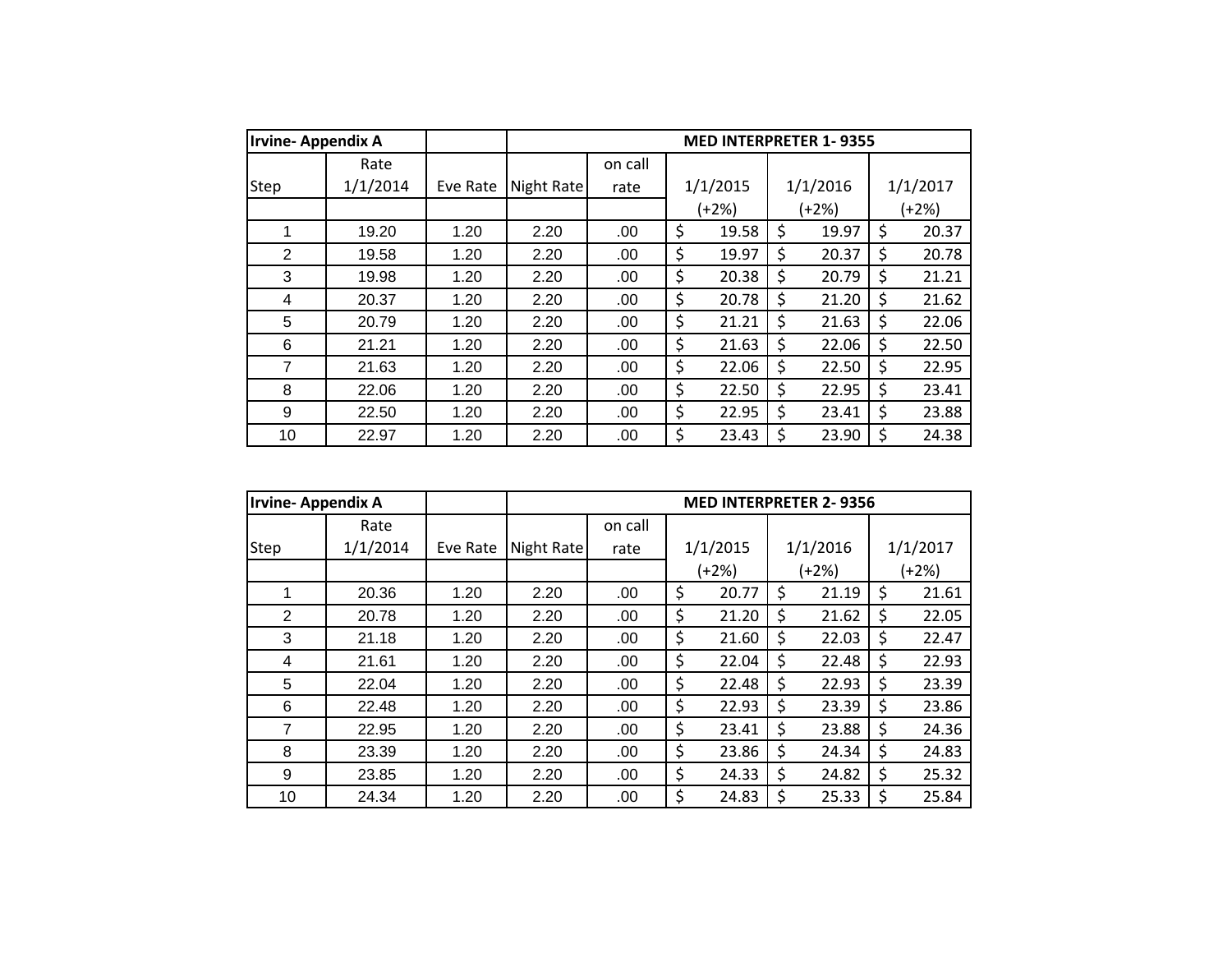| Irvine- Appendix A | | | MED INTERPRETER 1- 9355 | | | | |
|---|---|---|---|---|---|---|---|
| Step | Rate 1/1/2014 | Eve Rate | Night Rate | on call rate | 1/1/2015 (+2%) | 1/1/2016 (+2%) | 1/1/2017 (+2%) |
| 1 | 19.20 | 1.20 | 2.20 | .00 | $ 19.58 | $ 19.97 | $ 20.37 |
| 2 | 19.58 | 1.20 | 2.20 | .00 | $ 19.97 | $ 20.37 | $ 20.78 |
| 3 | 19.98 | 1.20 | 2.20 | .00 | $ 20.38 | $ 20.79 | $ 21.21 |
| 4 | 20.37 | 1.20 | 2.20 | .00 | $ 20.78 | $ 21.20 | $ 21.62 |
| 5 | 20.79 | 1.20 | 2.20 | .00 | $ 21.21 | $ 21.63 | $ 22.06 |
| 6 | 21.21 | 1.20 | 2.20 | .00 | $ 21.63 | $ 22.06 | $ 22.50 |
| 7 | 21.63 | 1.20 | 2.20 | .00 | $ 22.06 | $ 22.50 | $ 22.95 |
| 8 | 22.06 | 1.20 | 2.20 | .00 | $ 22.50 | $ 22.95 | $ 23.41 |
| 9 | 22.50 | 1.20 | 2.20 | .00 | $ 22.95 | $ 23.41 | $ 23.88 |
| 10 | 22.97 | 1.20 | 2.20 | .00 | $ 23.43 | $ 23.90 | $ 24.38 |

| Irvine- Appendix A | | | MED INTERPRETER 2- 9356 | | | | |
|---|---|---|---|---|---|---|---|
| Step | Rate 1/1/2014 | Eve Rate | Night Rate | on call rate | 1/1/2015 (+2%) | 1/1/2016 (+2%) | 1/1/2017 (+2%) |
| 1 | 20.36 | 1.20 | 2.20 | .00 | $ 20.77 | $ 21.19 | $ 21.61 |
| 2 | 20.78 | 1.20 | 2.20 | .00 | $ 21.20 | $ 21.62 | $ 22.05 |
| 3 | 21.18 | 1.20 | 2.20 | .00 | $ 21.60 | $ 22.03 | $ 22.47 |
| 4 | 21.61 | 1.20 | 2.20 | .00 | $ 22.04 | $ 22.48 | $ 22.93 |
| 5 | 22.04 | 1.20 | 2.20 | .00 | $ 22.48 | $ 22.93 | $ 23.39 |
| 6 | 22.48 | 1.20 | 2.20 | .00 | $ 22.93 | $ 23.39 | $ 23.86 |
| 7 | 22.95 | 1.20 | 2.20 | .00 | $ 23.41 | $ 23.88 | $ 24.36 |
| 8 | 23.39 | 1.20 | 2.20 | .00 | $ 23.86 | $ 24.34 | $ 24.83 |
| 9 | 23.85 | 1.20 | 2.20 | .00 | $ 24.33 | $ 24.82 | $ 25.32 |
| 10 | 24.34 | 1.20 | 2.20 | .00 | $ 24.83 | $ 25.33 | $ 25.84 |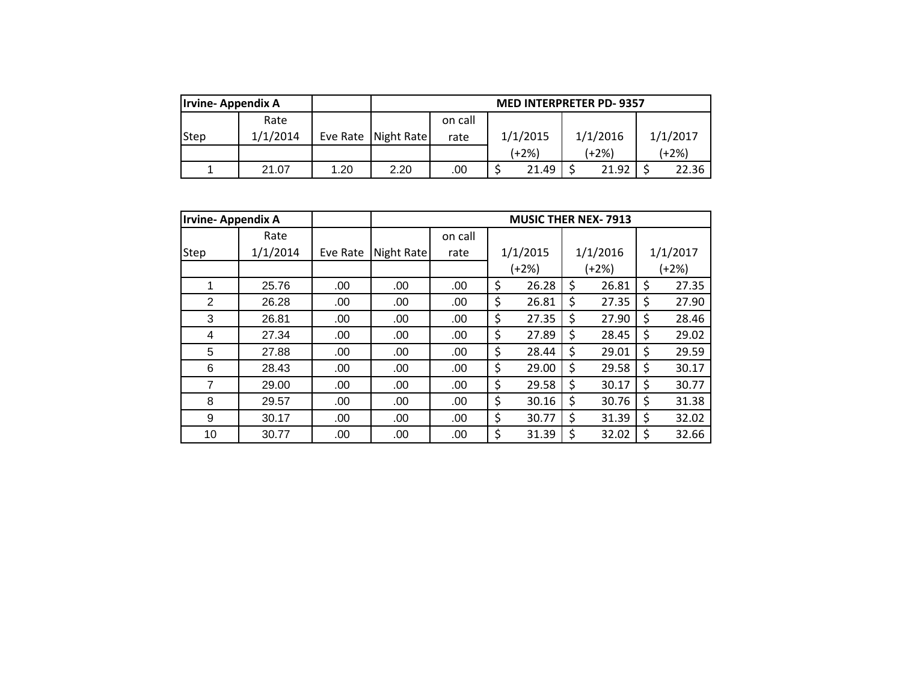| Irvine- Appendix A | | | MED INTERPRETER PD- 9357 | | | | |
|---|---|---|---|---|---|---|---|
| Step | Rate 1/1/2014 | Eve Rate | Night Rate | on call rate | 1/1/2015 | 1/1/2016 | 1/1/2017 |
| | | | | | (+2%) | (+2%) | (+2%) |
| 1 | 21.07 | 1.20 | 2.20 | .00 | $ 21.49 | $ 21.92 | $ 22.36 |

| Irvine- Appendix A | | | MUSIC THER NEX- 7913 | | | | |
|---|---|---|---|---|---|---|---|
| Step | Rate 1/1/2014 | Eve Rate | Night Rate | on call rate | 1/1/2015 | 1/1/2016 | 1/1/2017 |
| | | | | | (+2%) | (+2%) | (+2%) |
| 1 | 25.76 | .00 | .00 | .00 | $ 26.28 | $ 26.81 | $ 27.35 |
| 2 | 26.28 | .00 | .00 | .00 | $ 26.81 | $ 27.35 | $ 27.90 |
| 3 | 26.81 | .00 | .00 | .00 | $ 27.35 | $ 27.90 | $ 28.46 |
| 4 | 27.34 | .00 | .00 | .00 | $ 27.89 | $ 28.45 | $ 29.02 |
| 5 | 27.88 | .00 | .00 | .00 | $ 28.44 | $ 29.01 | $ 29.59 |
| 6 | 28.43 | .00 | .00 | .00 | $ 29.00 | $ 29.58 | $ 30.17 |
| 7 | 29.00 | .00 | .00 | .00 | $ 29.58 | $ 30.17 | $ 30.77 |
| 8 | 29.57 | .00 | .00 | .00 | $ 30.16 | $ 30.76 | $ 31.38 |
| 9 | 30.17 | .00 | .00 | .00 | $ 30.77 | $ 31.39 | $ 32.02 |
| 10 | 30.77 | .00 | .00 | .00 | $ 31.39 | $ 32.02 | $ 32.66 |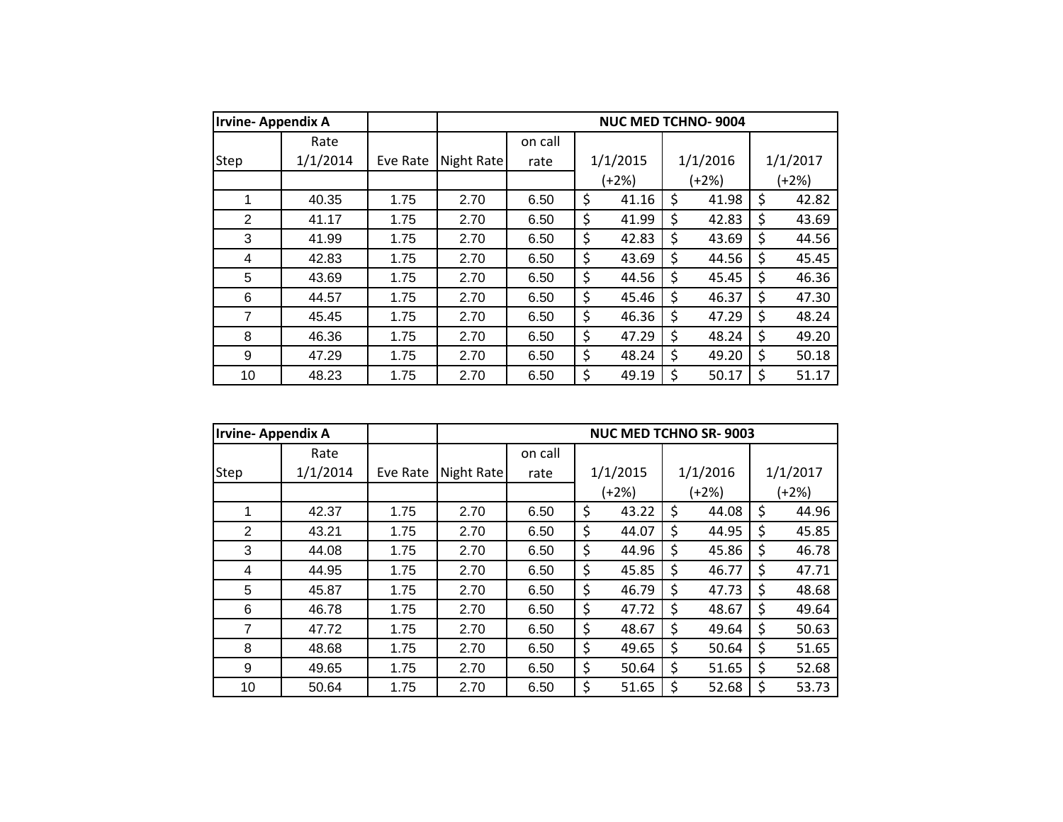| Irvine- Appendix A | | | | NUC MED TCHNO- 9004 | | | |
| --- | --- | --- | --- | --- | --- | --- | --- |
| Step | Rate 1/1/2014 | Eve Rate | Night Rate | on call rate | 1/1/2015 (+2%) | 1/1/2016 (+2%) | 1/1/2017 (+2%) |
| 1 | 40.35 | 1.75 | 2.70 | 6.50 | $ 41.16 | $ 41.98 | $ 42.82 |
| 2 | 41.17 | 1.75 | 2.70 | 6.50 | $ 41.99 | $ 42.83 | $ 43.69 |
| 3 | 41.99 | 1.75 | 2.70 | 6.50 | $ 42.83 | $ 43.69 | $ 44.56 |
| 4 | 42.83 | 1.75 | 2.70 | 6.50 | $ 43.69 | $ 44.56 | $ 45.45 |
| 5 | 43.69 | 1.75 | 2.70 | 6.50 | $ 44.56 | $ 45.45 | $ 46.36 |
| 6 | 44.57 | 1.75 | 2.70 | 6.50 | $ 45.46 | $ 46.37 | $ 47.30 |
| 7 | 45.45 | 1.75 | 2.70 | 6.50 | $ 46.36 | $ 47.29 | $ 48.24 |
| 8 | 46.36 | 1.75 | 2.70 | 6.50 | $ 47.29 | $ 48.24 | $ 49.20 |
| 9 | 47.29 | 1.75 | 2.70 | 6.50 | $ 48.24 | $ 49.20 | $ 50.18 |
| 10 | 48.23 | 1.75 | 2.70 | 6.50 | $ 49.19 | $ 50.17 | $ 51.17 |

| Irvine- Appendix A | | | | NUC MED TCHNO SR- 9003 | | | |
| --- | --- | --- | --- | --- | --- | --- | --- |
| Step | Rate 1/1/2014 | Eve Rate | Night Rate | on call rate | 1/1/2015 (+2%) | 1/1/2016 (+2%) | 1/1/2017 (+2%) |
| 1 | 42.37 | 1.75 | 2.70 | 6.50 | $ 43.22 | $ 44.08 | $ 44.96 |
| 2 | 43.21 | 1.75 | 2.70 | 6.50 | $ 44.07 | $ 44.95 | $ 45.85 |
| 3 | 44.08 | 1.75 | 2.70 | 6.50 | $ 44.96 | $ 45.86 | $ 46.78 |
| 4 | 44.95 | 1.75 | 2.70 | 6.50 | $ 45.85 | $ 46.77 | $ 47.71 |
| 5 | 45.87 | 1.75 | 2.70 | 6.50 | $ 46.79 | $ 47.73 | $ 48.68 |
| 6 | 46.78 | 1.75 | 2.70 | 6.50 | $ 47.72 | $ 48.67 | $ 49.64 |
| 7 | 47.72 | 1.75 | 2.70 | 6.50 | $ 48.67 | $ 49.64 | $ 50.63 |
| 8 | 48.68 | 1.75 | 2.70 | 6.50 | $ 49.65 | $ 50.64 | $ 51.65 |
| 9 | 49.65 | 1.75 | 2.70 | 6.50 | $ 50.64 | $ 51.65 | $ 52.68 |
| 10 | 50.64 | 1.75 | 2.70 | 6.50 | $ 51.65 | $ 52.68 | $ 53.73 |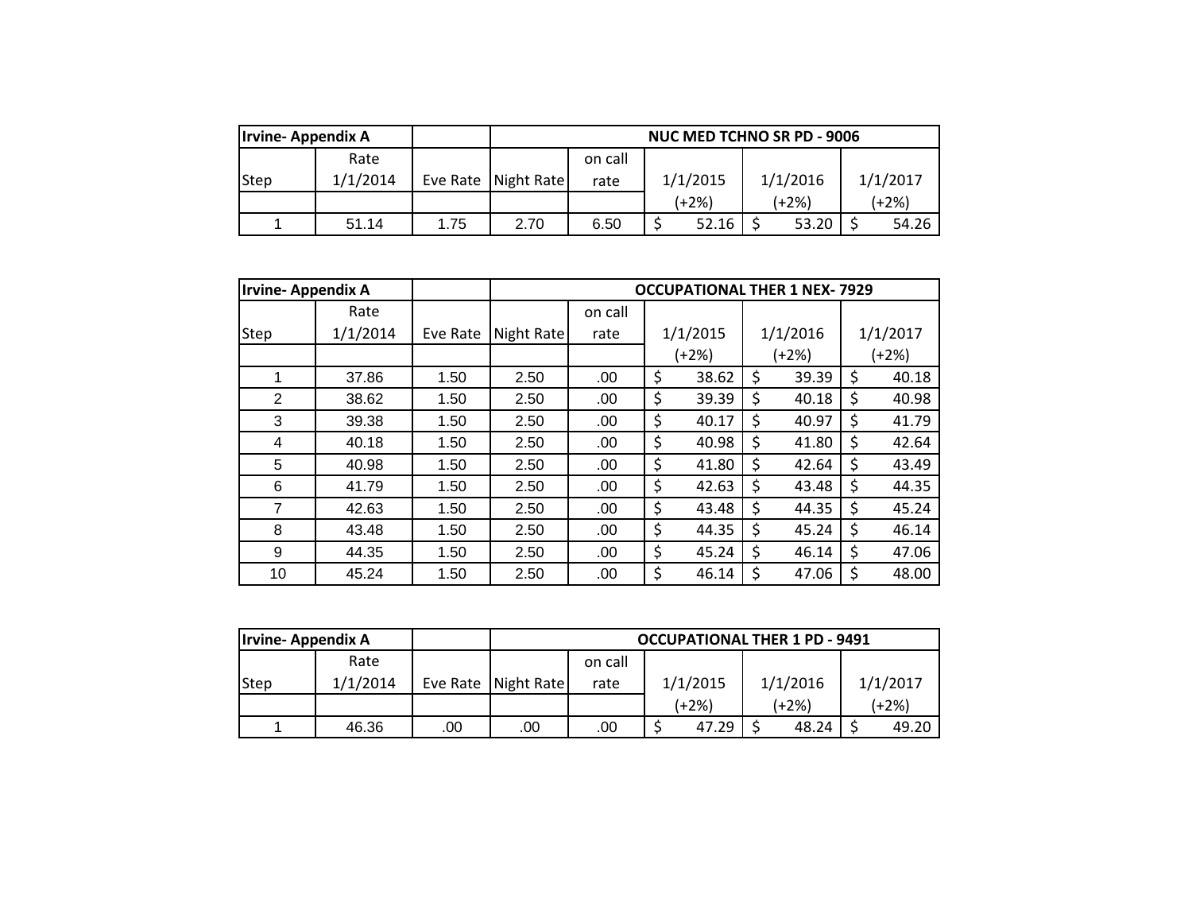| Irvine- Appendix A | | | NUC MED TCHNO SR PD - 9006 | | | | |
|---|---|---|---|---|---|---|---|
| Step | Rate 1/1/2014 | Eve Rate | Night Rate | on call rate | 1/1/2015 (+2%) | 1/1/2016 (+2%) | 1/1/2017 (+2%) |
| 1 | 51.14 | 1.75 | 2.70 | 6.50 | $ 52.16 | $ 53.20 | $ 54.26 |

| Irvine- Appendix A | | | OCCUPATIONAL THER 1 NEX- 7929 | | | | |
|---|---|---|---|---|---|---|---|
| Step | Rate 1/1/2014 | Eve Rate | Night Rate | on call rate | 1/1/2015 (+2%) | 1/1/2016 (+2%) | 1/1/2017 (+2%) |
| 1 | 37.86 | 1.50 | 2.50 | .00 | $ 38.62 | $ 39.39 | $ 40.18 |
| 2 | 38.62 | 1.50 | 2.50 | .00 | $ 39.39 | $ 40.18 | $ 40.98 |
| 3 | 39.38 | 1.50 | 2.50 | .00 | $ 40.17 | $ 40.97 | $ 41.79 |
| 4 | 40.18 | 1.50 | 2.50 | .00 | $ 40.98 | $ 41.80 | $ 42.64 |
| 5 | 40.98 | 1.50 | 2.50 | .00 | $ 41.80 | $ 42.64 | $ 43.49 |
| 6 | 41.79 | 1.50 | 2.50 | .00 | $ 42.63 | $ 43.48 | $ 44.35 |
| 7 | 42.63 | 1.50 | 2.50 | .00 | $ 43.48 | $ 44.35 | $ 45.24 |
| 8 | 43.48 | 1.50 | 2.50 | .00 | $ 44.35 | $ 45.24 | $ 46.14 |
| 9 | 44.35 | 1.50 | 2.50 | .00 | $ 45.24 | $ 46.14 | $ 47.06 |
| 10 | 45.24 | 1.50 | 2.50 | .00 | $ 46.14 | $ 47.06 | $ 48.00 |

| Irvine- Appendix A | | | OCCUPATIONAL THER 1 PD - 9491 | | | | |
|---|---|---|---|---|---|---|---|
| Step | Rate 1/1/2014 | Eve Rate | Night Rate | on call rate | 1/1/2015 (+2%) | 1/1/2016 (+2%) | 1/1/2017 (+2%) |
| 1 | 46.36 | .00 | .00 | .00 | $ 47.29 | $ 48.24 | $ 49.20 |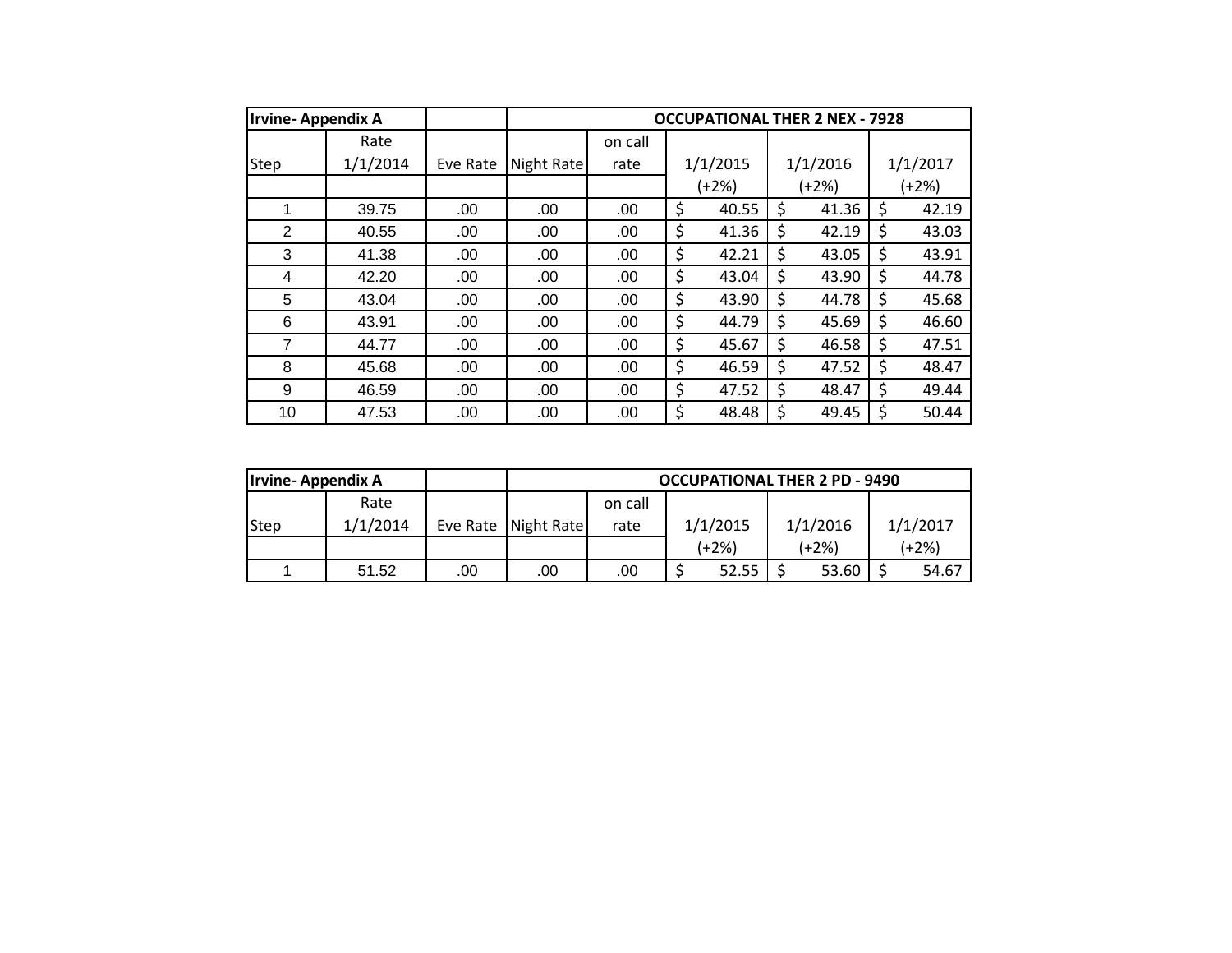| Irvine- Appendix A | | | OCCUPATIONAL THER 2 NEX - 7928 | | | | |
|---|---|---|---|---|---|---|---|
| Step | Rate 1/1/2014 | Eve Rate | Night Rate | on call rate | 1/1/2015 | 1/1/2016 | 1/1/2017 |
| | | | | | (+2%) | (+2%) | (+2%) |
| 1 | 39.75 | .00 | .00 | .00 | $ 40.55 | $ 41.36 | $ 42.19 |
| 2 | 40.55 | .00 | .00 | .00 | $ 41.36 | $ 42.19 | $ 43.03 |
| 3 | 41.38 | .00 | .00 | .00 | $ 42.21 | $ 43.05 | $ 43.91 |
| 4 | 42.20 | .00 | .00 | .00 | $ 43.04 | $ 43.90 | $ 44.78 |
| 5 | 43.04 | .00 | .00 | .00 | $ 43.90 | $ 44.78 | $ 45.68 |
| 6 | 43.91 | .00 | .00 | .00 | $ 44.79 | $ 45.69 | $ 46.60 |
| 7 | 44.77 | .00 | .00 | .00 | $ 45.67 | $ 46.58 | $ 47.51 |
| 8 | 45.68 | .00 | .00 | .00 | $ 46.59 | $ 47.52 | $ 48.47 |
| 9 | 46.59 | .00 | .00 | .00 | $ 47.52 | $ 48.47 | $ 49.44 |
| 10 | 47.53 | .00 | .00 | .00 | $ 48.48 | $ 49.45 | $ 50.44 |

| Irvine- Appendix A | | | OCCUPATIONAL THER 2 PD - 9490 | | | | |
|---|---|---|---|---|---|---|---|
| Step | Rate 1/1/2014 | Eve Rate | Night Rate | on call rate | 1/1/2015 | 1/1/2016 | 1/1/2017 |
| | | | | | (+2%) | (+2%) | (+2%) |
| 1 | 51.52 | .00 | .00 | .00 | $ 52.55 | $ 53.60 | $ 54.67 |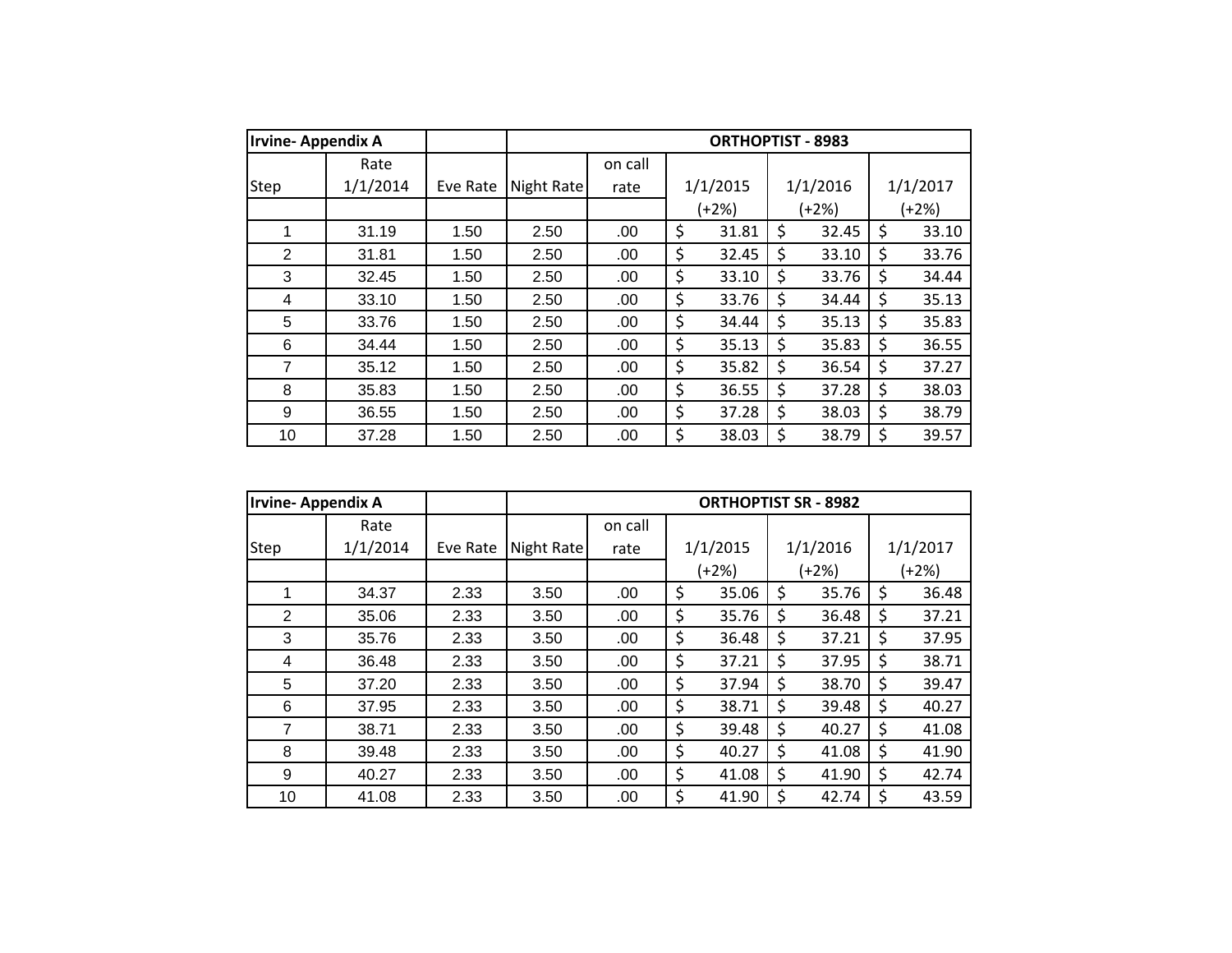| Irvine- Appendix A | | | ORTHOPTIST - 8983 | | | | |
|---|---|---|---|---|---|---|---|
| Step | Rate 1/1/2014 | Eve Rate | Night Rate | on call rate | 1/1/2015 (+2%) | 1/1/2016 (+2%) | 1/1/2017 (+2%) |
| 1 | 31.19 | 1.50 | 2.50 | .00 | $ 31.81 | $ 32.45 | $ 33.10 |
| 2 | 31.81 | 1.50 | 2.50 | .00 | $ 32.45 | $ 33.10 | $ 33.76 |
| 3 | 32.45 | 1.50 | 2.50 | .00 | $ 33.10 | $ 33.76 | $ 34.44 |
| 4 | 33.10 | 1.50 | 2.50 | .00 | $ 33.76 | $ 34.44 | $ 35.13 |
| 5 | 33.76 | 1.50 | 2.50 | .00 | $ 34.44 | $ 35.13 | $ 35.83 |
| 6 | 34.44 | 1.50 | 2.50 | .00 | $ 35.13 | $ 35.83 | $ 36.55 |
| 7 | 35.12 | 1.50 | 2.50 | .00 | $ 35.82 | $ 36.54 | $ 37.27 |
| 8 | 35.83 | 1.50 | 2.50 | .00 | $ 36.55 | $ 37.28 | $ 38.03 |
| 9 | 36.55 | 1.50 | 2.50 | .00 | $ 37.28 | $ 38.03 | $ 38.79 |
| 10 | 37.28 | 1.50 | 2.50 | .00 | $ 38.03 | $ 38.79 | $ 39.57 |

| Irvine- Appendix A | | | ORTHOPTIST SR - 8982 | | | | |
|---|---|---|---|---|---|---|---|
| Step | Rate 1/1/2014 | Eve Rate | Night Rate | on call rate | 1/1/2015 (+2%) | 1/1/2016 (+2%) | 1/1/2017 (+2%) |
| 1 | 34.37 | 2.33 | 3.50 | .00 | $ 35.06 | $ 35.76 | $ 36.48 |
| 2 | 35.06 | 2.33 | 3.50 | .00 | $ 35.76 | $ 36.48 | $ 37.21 |
| 3 | 35.76 | 2.33 | 3.50 | .00 | $ 36.48 | $ 37.21 | $ 37.95 |
| 4 | 36.48 | 2.33 | 3.50 | .00 | $ 37.21 | $ 37.95 | $ 38.71 |
| 5 | 37.20 | 2.33 | 3.50 | .00 | $ 37.94 | $ 38.70 | $ 39.47 |
| 6 | 37.95 | 2.33 | 3.50 | .00 | $ 38.71 | $ 39.48 | $ 40.27 |
| 7 | 38.71 | 2.33 | 3.50 | .00 | $ 39.48 | $ 40.27 | $ 41.08 |
| 8 | 39.48 | 2.33 | 3.50 | .00 | $ 40.27 | $ 41.08 | $ 41.90 |
| 9 | 40.27 | 2.33 | 3.50 | .00 | $ 41.08 | $ 41.90 | $ 42.74 |
| 10 | 41.08 | 2.33 | 3.50 | .00 | $ 41.90 | $ 42.74 | $ 43.59 |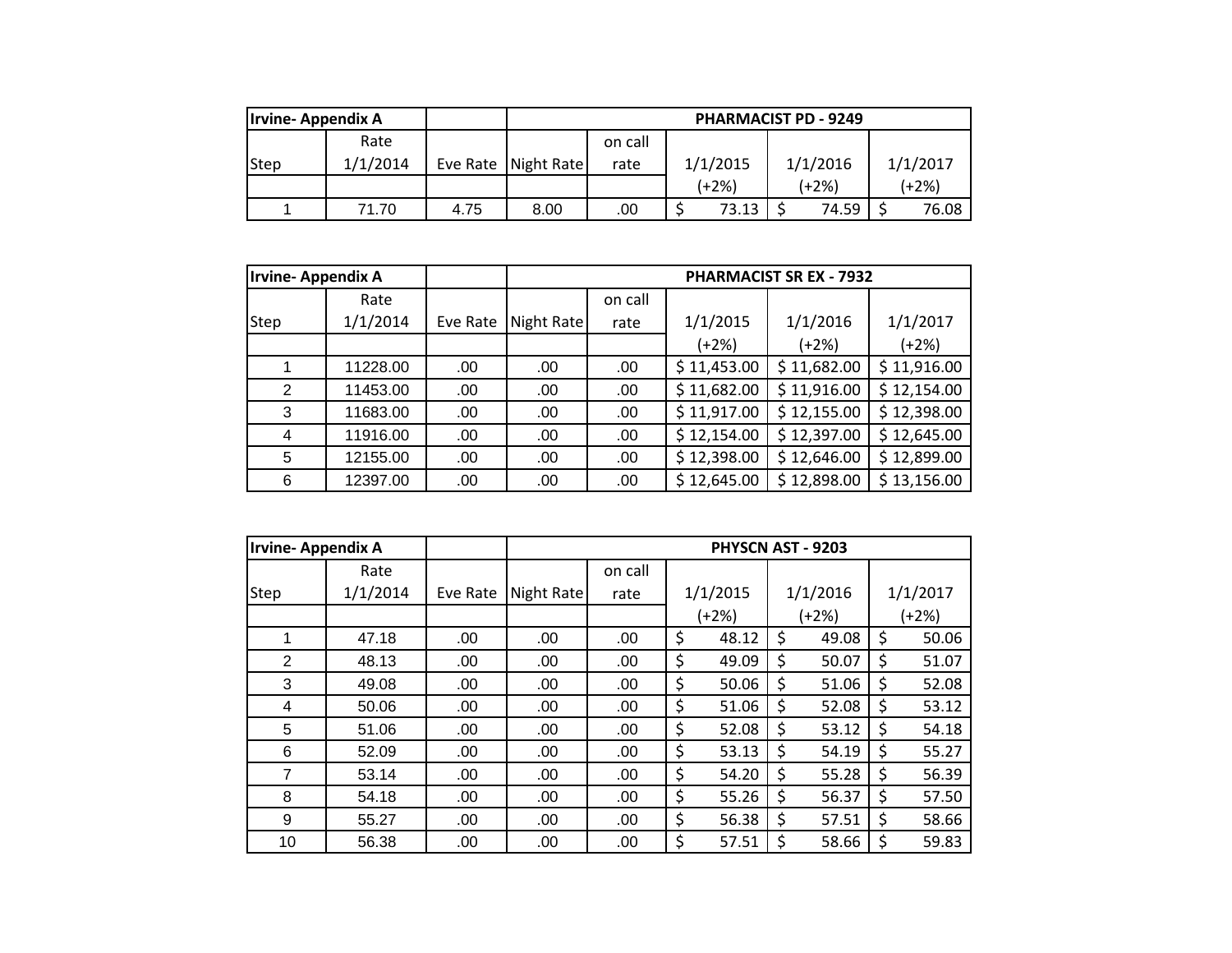| Irvine- Appendix A | | | PHARMACIST PD - 9249 | | | | |
|---|---|---|---|---|---|---|---|
| Step | Rate 1/1/2014 | Eve Rate | Night Rate | on call rate | 1/1/2015 | 1/1/2016 | 1/1/2017 |
| | | | | | (+2%) | (+2%) | (+2%) |
| 1 | 71.70 | 4.75 | 8.00 | .00 | $ 73.13 | $ 74.59 | $ 76.08 |

| Irvine- Appendix A | | | PHARMACIST SR EX - 7932 | | | | |
|---|---|---|---|---|---|---|---|
| Step | Rate 1/1/2014 | Eve Rate | Night Rate | on call rate | 1/1/2015 | 1/1/2016 | 1/1/2017 |
| | | | | | (+2%) | (+2%) | (+2%) |
| 1 | 11228.00 | .00 | .00 | .00 | $ 11,453.00 | $ 11,682.00 | $ 11,916.00 |
| 2 | 11453.00 | .00 | .00 | .00 | $ 11,682.00 | $ 11,916.00 | $ 12,154.00 |
| 3 | 11683.00 | .00 | .00 | .00 | $ 11,917.00 | $ 12,155.00 | $ 12,398.00 |
| 4 | 11916.00 | .00 | .00 | .00 | $ 12,154.00 | $ 12,397.00 | $ 12,645.00 |
| 5 | 12155.00 | .00 | .00 | .00 | $ 12,398.00 | $ 12,646.00 | $ 12,899.00 |
| 6 | 12397.00 | .00 | .00 | .00 | $ 12,645.00 | $ 12,898.00 | $ 13,156.00 |

| Irvine- Appendix A | | | PHYSCN AST - 9203 | | | | |
|---|---|---|---|---|---|---|---|
| Step | Rate 1/1/2014 | Eve Rate | Night Rate | on call rate | 1/1/2015 | 1/1/2016 | 1/1/2017 |
| | | | | | (+2%) | (+2%) | (+2%) |
| 1 | 47.18 | .00 | .00 | .00 | $ 48.12 | $ 49.08 | $ 50.06 |
| 2 | 48.13 | .00 | .00 | .00 | $ 49.09 | $ 50.07 | $ 51.07 |
| 3 | 49.08 | .00 | .00 | .00 | $ 50.06 | $ 51.06 | $ 52.08 |
| 4 | 50.06 | .00 | .00 | .00 | $ 51.06 | $ 52.08 | $ 53.12 |
| 5 | 51.06 | .00 | .00 | .00 | $ 52.08 | $ 53.12 | $ 54.18 |
| 6 | 52.09 | .00 | .00 | .00 | $ 53.13 | $ 54.19 | $ 55.27 |
| 7 | 53.14 | .00 | .00 | .00 | $ 54.20 | $ 55.28 | $ 56.39 |
| 8 | 54.18 | .00 | .00 | .00 | $ 55.26 | $ 56.37 | $ 57.50 |
| 9 | 55.27 | .00 | .00 | .00 | $ 56.38 | $ 57.51 | $ 58.66 |
| 10 | 56.38 | .00 | .00 | .00 | $ 57.51 | $ 58.66 | $ 59.83 |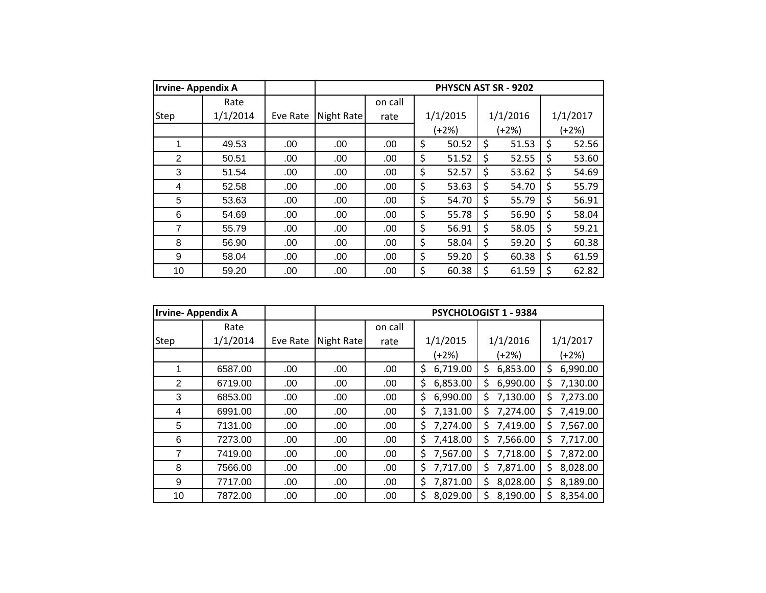| Irvine- Appendix A | | | | | PHYSCN AST SR - 9202 | | |
|---|---|---|---|---|---|---|---|
| Step | Rate 1/1/2014 | Eve Rate | Night Rate | on call rate | 1/1/2015 | 1/1/2016 | 1/1/2017 |
| | | | | | (+2%) | (+2%) | (+2%) |
| 1 | 49.53 | .00 | .00 | .00 | $ 50.52 | $ 51.53 | $ 52.56 |
| 2 | 50.51 | .00 | .00 | .00 | $ 51.52 | $ 52.55 | $ 53.60 |
| 3 | 51.54 | .00 | .00 | .00 | $ 52.57 | $ 53.62 | $ 54.69 |
| 4 | 52.58 | .00 | .00 | .00 | $ 53.63 | $ 54.70 | $ 55.79 |
| 5 | 53.63 | .00 | .00 | .00 | $ 54.70 | $ 55.79 | $ 56.91 |
| 6 | 54.69 | .00 | .00 | .00 | $ 55.78 | $ 56.90 | $ 58.04 |
| 7 | 55.79 | .00 | .00 | .00 | $ 56.91 | $ 58.05 | $ 59.21 |
| 8 | 56.90 | .00 | .00 | .00 | $ 58.04 | $ 59.20 | $ 60.38 |
| 9 | 58.04 | .00 | .00 | .00 | $ 59.20 | $ 60.38 | $ 61.59 |
| 10 | 59.20 | .00 | .00 | .00 | $ 60.38 | $ 61.59 | $ 62.82 |

| Irvine- Appendix A | | | | | PSYCHOLOGIST 1 - 9384 | | |
|---|---|---|---|---|---|---|---|
| Step | Rate 1/1/2014 | Eve Rate | Night Rate | on call rate | 1/1/2015 | 1/1/2016 | 1/1/2017 |
| | | | | | (+2%) | (+2%) | (+2%) |
| 1 | 6587.00 | .00 | .00 | .00 | $ 6,719.00 | $ 6,853.00 | $ 6,990.00 |
| 2 | 6719.00 | .00 | .00 | .00 | $ 6,853.00 | $ 6,990.00 | $ 7,130.00 |
| 3 | 6853.00 | .00 | .00 | .00 | $ 6,990.00 | $ 7,130.00 | $ 7,273.00 |
| 4 | 6991.00 | .00 | .00 | .00 | $ 7,131.00 | $ 7,274.00 | $ 7,419.00 |
| 5 | 7131.00 | .00 | .00 | .00 | $ 7,274.00 | $ 7,419.00 | $ 7,567.00 |
| 6 | 7273.00 | .00 | .00 | .00 | $ 7,418.00 | $ 7,566.00 | $ 7,717.00 |
| 7 | 7419.00 | .00 | .00 | .00 | $ 7,567.00 | $ 7,718.00 | $ 7,872.00 |
| 8 | 7566.00 | .00 | .00 | .00 | $ 7,717.00 | $ 7,871.00 | $ 8,028.00 |
| 9 | 7717.00 | .00 | .00 | .00 | $ 7,871.00 | $ 8,028.00 | $ 8,189.00 |
| 10 | 7872.00 | .00 | .00 | .00 | $ 8,029.00 | $ 8,190.00 | $ 8,354.00 |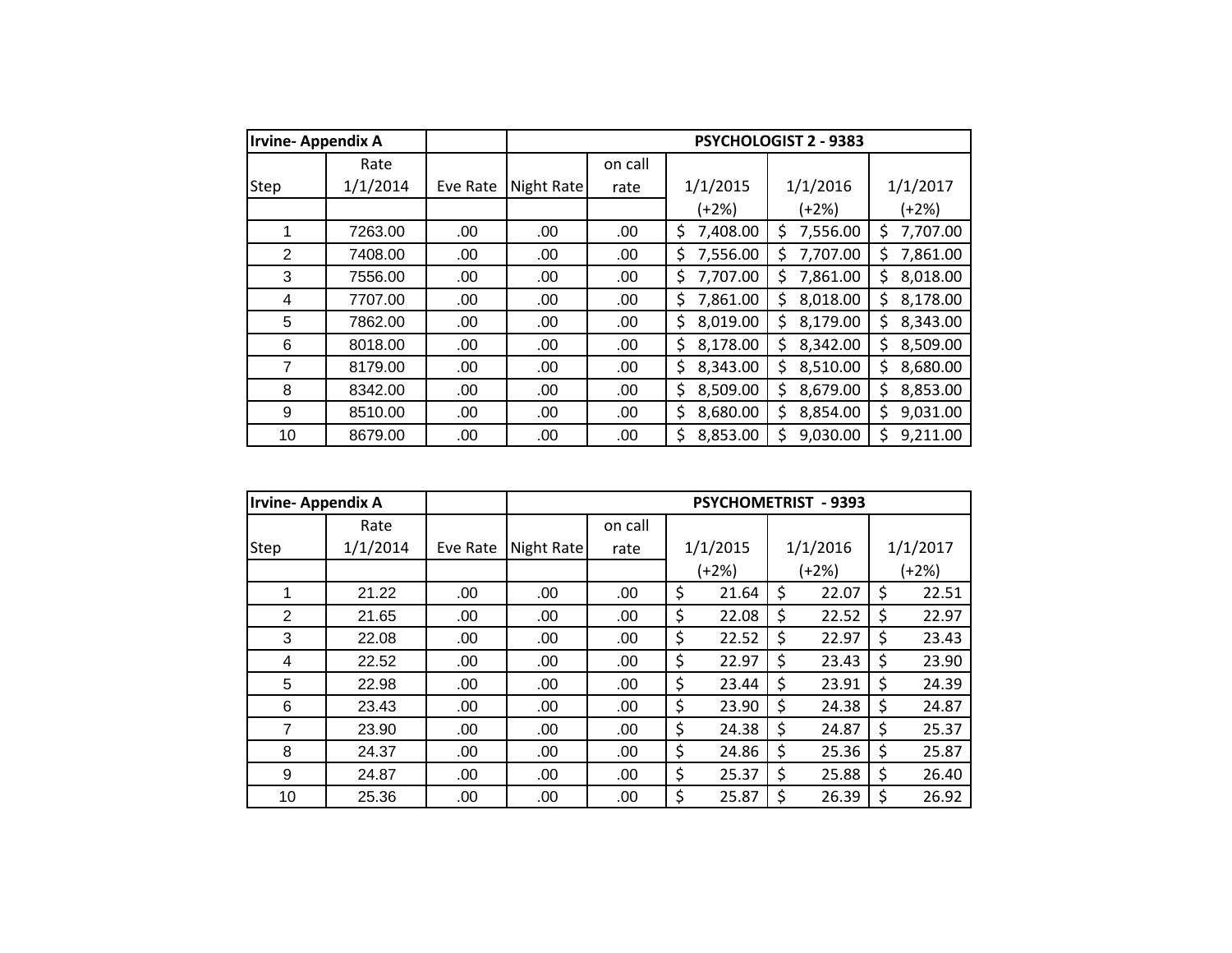| Irvine- Appendix A | | | | PSYCHOLOGIST 2 - 9383 | | | |
|---|---|---|---|---|---|---|---|
| Step | Rate 1/1/2014 | Eve Rate | Night Rate | on call rate | 1/1/2015 (+2%) | 1/1/2016 (+2%) | 1/1/2017 (+2%) |
| 1 | 7263.00 | .00 | .00 | .00 | $ 7,408.00 | $ 7,556.00 | $ 7,707.00 |
| 2 | 7408.00 | .00 | .00 | .00 | $ 7,556.00 | $ 7,707.00 | $ 7,861.00 |
| 3 | 7556.00 | .00 | .00 | .00 | $ 7,707.00 | $ 7,861.00 | $ 8,018.00 |
| 4 | 7707.00 | .00 | .00 | .00 | $ 7,861.00 | $ 8,018.00 | $ 8,178.00 |
| 5 | 7862.00 | .00 | .00 | .00 | $ 8,019.00 | $ 8,179.00 | $ 8,343.00 |
| 6 | 8018.00 | .00 | .00 | .00 | $ 8,178.00 | $ 8,342.00 | $ 8,509.00 |
| 7 | 8179.00 | .00 | .00 | .00 | $ 8,343.00 | $ 8,510.00 | $ 8,680.00 |
| 8 | 8342.00 | .00 | .00 | .00 | $ 8,509.00 | $ 8,679.00 | $ 8,853.00 |
| 9 | 8510.00 | .00 | .00 | .00 | $ 8,680.00 | $ 8,854.00 | $ 9,031.00 |
| 10 | 8679.00 | .00 | .00 | .00 | $ 8,853.00 | $ 9,030.00 | $ 9,211.00 |

| Irvine- Appendix A | | | | PSYCHOMETRIST - 9393 | | | |
|---|---|---|---|---|---|---|---|
| Step | Rate 1/1/2014 | Eve Rate | Night Rate | on call rate | 1/1/2015 (+2%) | 1/1/2016 (+2%) | 1/1/2017 (+2%) |
| 1 | 21.22 | .00 | .00 | .00 | $ 21.64 | $ 22.07 | $ 22.51 |
| 2 | 21.65 | .00 | .00 | .00 | $ 22.08 | $ 22.52 | $ 22.97 |
| 3 | 22.08 | .00 | .00 | .00 | $ 22.52 | $ 22.97 | $ 23.43 |
| 4 | 22.52 | .00 | .00 | .00 | $ 22.97 | $ 23.43 | $ 23.90 |
| 5 | 22.98 | .00 | .00 | .00 | $ 23.44 | $ 23.91 | $ 24.39 |
| 6 | 23.43 | .00 | .00 | .00 | $ 23.90 | $ 24.38 | $ 24.87 |
| 7 | 23.90 | .00 | .00 | .00 | $ 24.38 | $ 24.87 | $ 25.37 |
| 8 | 24.37 | .00 | .00 | .00 | $ 24.86 | $ 25.36 | $ 25.87 |
| 9 | 24.87 | .00 | .00 | .00 | $ 25.37 | $ 25.88 | $ 26.40 |
| 10 | 25.36 | .00 | .00 | .00 | $ 25.87 | $ 26.39 | $ 26.92 |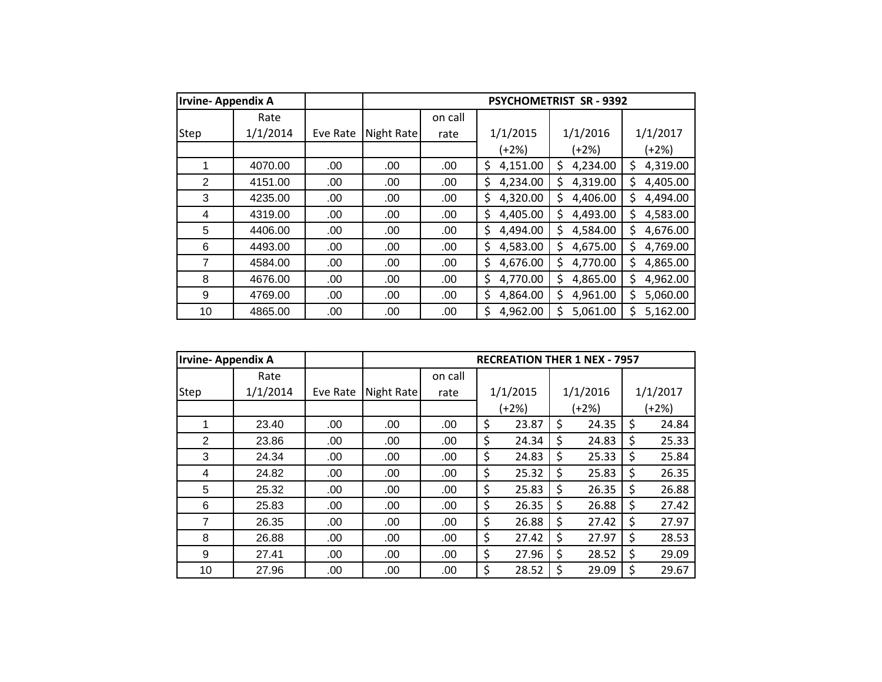| Irvine- Appendix A | | | PSYCHOMETRIST SR - 9392 | | | | |
|---|---|---|---|---|---|---|---|
| Step | Rate 1/1/2014 | Eve Rate | Night Rate | on call rate | 1/1/2015 (+2%) | 1/1/2016 (+2%) | 1/1/2017 (+2%) |
| 1 | 4070.00 | .00 | .00 | .00 | $ 4,151.00 | $ 4,234.00 | $ 4,319.00 |
| 2 | 4151.00 | .00 | .00 | .00 | $ 4,234.00 | $ 4,319.00 | $ 4,405.00 |
| 3 | 4235.00 | .00 | .00 | .00 | $ 4,320.00 | $ 4,406.00 | $ 4,494.00 |
| 4 | 4319.00 | .00 | .00 | .00 | $ 4,405.00 | $ 4,493.00 | $ 4,583.00 |
| 5 | 4406.00 | .00 | .00 | .00 | $ 4,494.00 | $ 4,584.00 | $ 4,676.00 |
| 6 | 4493.00 | .00 | .00 | .00 | $ 4,583.00 | $ 4,675.00 | $ 4,769.00 |
| 7 | 4584.00 | .00 | .00 | .00 | $ 4,676.00 | $ 4,770.00 | $ 4,865.00 |
| 8 | 4676.00 | .00 | .00 | .00 | $ 4,770.00 | $ 4,865.00 | $ 4,962.00 |
| 9 | 4769.00 | .00 | .00 | .00 | $ 4,864.00 | $ 4,961.00 | $ 5,060.00 |
| 10 | 4865.00 | .00 | .00 | .00 | $ 4,962.00 | $ 5,061.00 | $ 5,162.00 |

| Irvine- Appendix A | | | RECREATION THER 1 NEX - 7957 | | | | |
|---|---|---|---|---|---|---|---|
| Step | Rate 1/1/2014 | Eve Rate | Night Rate | on call rate | 1/1/2015 (+2%) | 1/1/2016 (+2%) | 1/1/2017 (+2%) |
| 1 | 23.40 | .00 | .00 | .00 | $ 23.87 | $ 24.35 | $ 24.84 |
| 2 | 23.86 | .00 | .00 | .00 | $ 24.34 | $ 24.83 | $ 25.33 |
| 3 | 24.34 | .00 | .00 | .00 | $ 24.83 | $ 25.33 | $ 25.84 |
| 4 | 24.82 | .00 | .00 | .00 | $ 25.32 | $ 25.83 | $ 26.35 |
| 5 | 25.32 | .00 | .00 | .00 | $ 25.83 | $ 26.35 | $ 26.88 |
| 6 | 25.83 | .00 | .00 | .00 | $ 26.35 | $ 26.88 | $ 27.42 |
| 7 | 26.35 | .00 | .00 | .00 | $ 26.88 | $ 27.42 | $ 27.97 |
| 8 | 26.88 | .00 | .00 | .00 | $ 27.42 | $ 27.97 | $ 28.53 |
| 9 | 27.41 | .00 | .00 | .00 | $ 27.96 | $ 28.52 | $ 29.09 |
| 10 | 27.96 | .00 | .00 | .00 | $ 28.52 | $ 29.09 | $ 29.67 |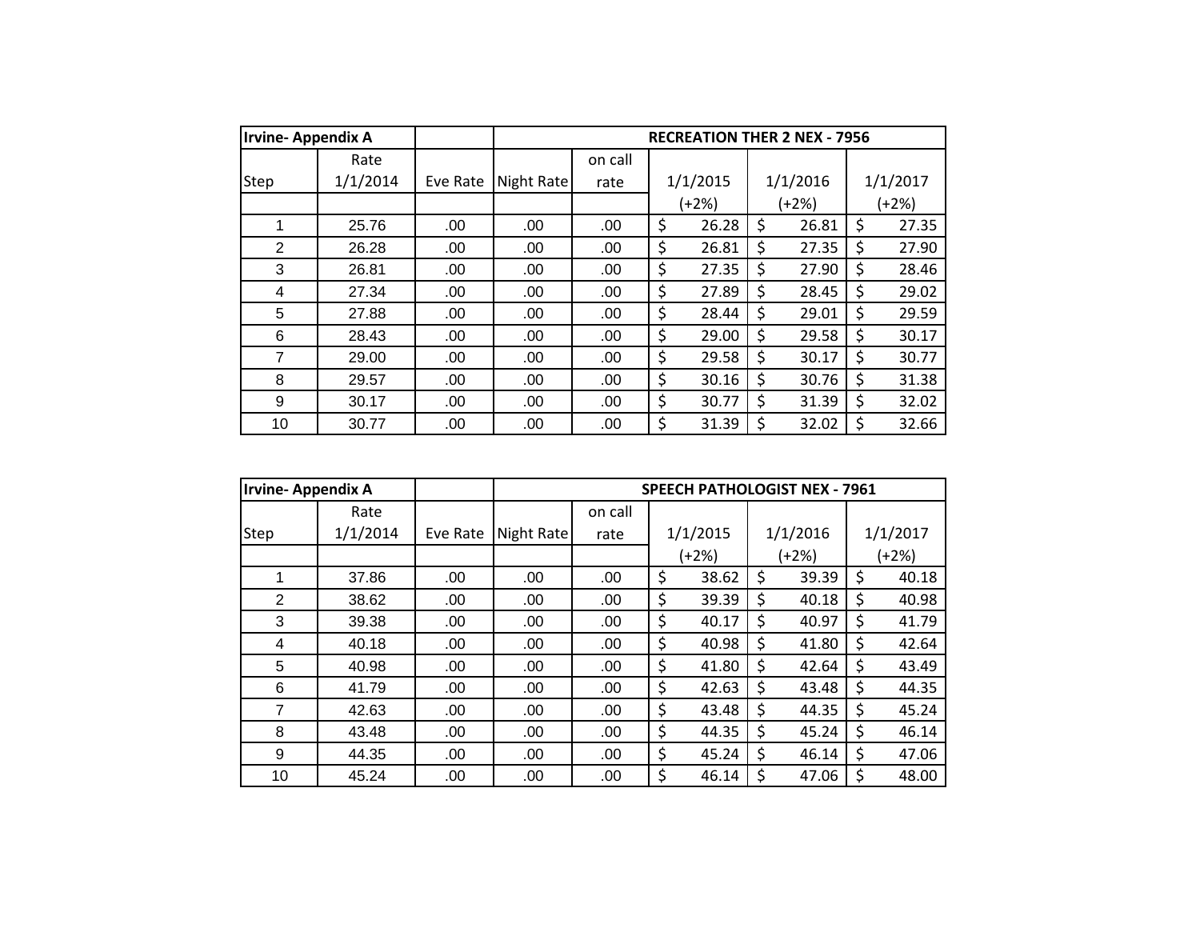| Irvine- Appendix A | | | | | RECREATION THER 2 NEX - 7956 | | |
|---|---|---|---|---|---|---|---|
| Step | Rate 1/1/2014 | Eve Rate | Night Rate | on call rate | 1/1/2015 (+2%) | 1/1/2016 (+2%) | 1/1/2017 (+2%) |
| 1 | 25.76 | .00 | .00 | .00 | $ 26.28 | $ 26.81 | $ 27.35 |
| 2 | 26.28 | .00 | .00 | .00 | $ 26.81 | $ 27.35 | $ 27.90 |
| 3 | 26.81 | .00 | .00 | .00 | $ 27.35 | $ 27.90 | $ 28.46 |
| 4 | 27.34 | .00 | .00 | .00 | $ 27.89 | $ 28.45 | $ 29.02 |
| 5 | 27.88 | .00 | .00 | .00 | $ 28.44 | $ 29.01 | $ 29.59 |
| 6 | 28.43 | .00 | .00 | .00 | $ 29.00 | $ 29.58 | $ 30.17 |
| 7 | 29.00 | .00 | .00 | .00 | $ 29.58 | $ 30.17 | $ 30.77 |
| 8 | 29.57 | .00 | .00 | .00 | $ 30.16 | $ 30.76 | $ 31.38 |
| 9 | 30.17 | .00 | .00 | .00 | $ 30.77 | $ 31.39 | $ 32.02 |
| 10 | 30.77 | .00 | .00 | .00 | $ 31.39 | $ 32.02 | $ 32.66 |

| Irvine- Appendix A | | | | | SPEECH PATHOLOGIST NEX - 7961 | | |
|---|---|---|---|---|---|---|---|
| Step | Rate 1/1/2014 | Eve Rate | Night Rate | on call rate | 1/1/2015 (+2%) | 1/1/2016 (+2%) | 1/1/2017 (+2%) |
| 1 | 37.86 | .00 | .00 | .00 | $ 38.62 | $ 39.39 | $ 40.18 |
| 2 | 38.62 | .00 | .00 | .00 | $ 39.39 | $ 40.18 | $ 40.98 |
| 3 | 39.38 | .00 | .00 | .00 | $ 40.17 | $ 40.97 | $ 41.79 |
| 4 | 40.18 | .00 | .00 | .00 | $ 40.98 | $ 41.80 | $ 42.64 |
| 5 | 40.98 | .00 | .00 | .00 | $ 41.80 | $ 42.64 | $ 43.49 |
| 6 | 41.79 | .00 | .00 | .00 | $ 42.63 | $ 43.48 | $ 44.35 |
| 7 | 42.63 | .00 | .00 | .00 | $ 43.48 | $ 44.35 | $ 45.24 |
| 8 | 43.48 | .00 | .00 | .00 | $ 44.35 | $ 45.24 | $ 46.14 |
| 9 | 44.35 | .00 | .00 | .00 | $ 45.24 | $ 46.14 | $ 47.06 |
| 10 | 45.24 | .00 | .00 | .00 | $ 46.14 | $ 47.06 | $ 48.00 |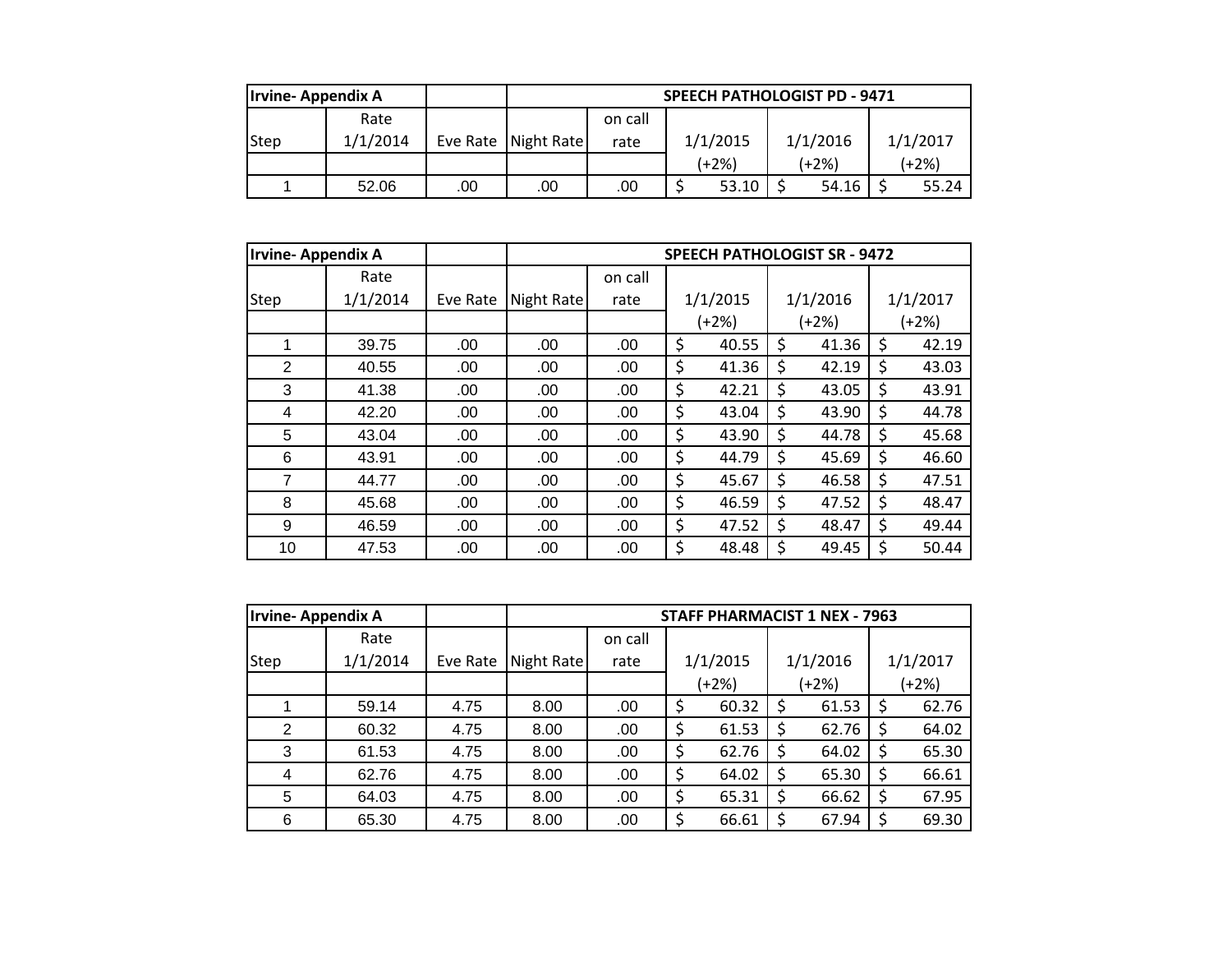| Irvine- Appendix A | | | SPEECH PATHOLOGIST PD - 9471 | | | | |
|---|---|---|---|---|---|---|---|
| Step | Rate 1/1/2014 | Eve Rate | Night Rate | on call rate | 1/1/2015 (+2%) | 1/1/2016 (+2%) | 1/1/2017 (+2%) |
| 1 | 52.06 | .00 | .00 | .00 | $ 53.10 | $ 54.16 | $ 55.24 |

| Irvine- Appendix A | | | SPEECH PATHOLOGIST SR - 9472 | | | | |
|---|---|---|---|---|---|---|---|
| Step | Rate 1/1/2014 | Eve Rate | Night Rate | on call rate | 1/1/2015 (+2%) | 1/1/2016 (+2%) | 1/1/2017 (+2%) |
| 1 | 39.75 | .00 | .00 | .00 | $ 40.55 | $ 41.36 | $ 42.19 |
| 2 | 40.55 | .00 | .00 | .00 | $ 41.36 | $ 42.19 | $ 43.03 |
| 3 | 41.38 | .00 | .00 | .00 | $ 42.21 | $ 43.05 | $ 43.91 |
| 4 | 42.20 | .00 | .00 | .00 | $ 43.04 | $ 43.90 | $ 44.78 |
| 5 | 43.04 | .00 | .00 | .00 | $ 43.90 | $ 44.78 | $ 45.68 |
| 6 | 43.91 | .00 | .00 | .00 | $ 44.79 | $ 45.69 | $ 46.60 |
| 7 | 44.77 | .00 | .00 | .00 | $ 45.67 | $ 46.58 | $ 47.51 |
| 8 | 45.68 | .00 | .00 | .00 | $ 46.59 | $ 47.52 | $ 48.47 |
| 9 | 46.59 | .00 | .00 | .00 | $ 47.52 | $ 48.47 | $ 49.44 |
| 10 | 47.53 | .00 | .00 | .00 | $ 48.48 | $ 49.45 | $ 50.44 |

| Irvine- Appendix A | | | STAFF PHARMACIST 1 NEX - 7963 | | | | |
|---|---|---|---|---|---|---|---|
| Step | Rate 1/1/2014 | Eve Rate | Night Rate | on call rate | 1/1/2015 (+2%) | 1/1/2016 (+2%) | 1/1/2017 (+2%) |
| 1 | 59.14 | 4.75 | 8.00 | .00 | $ 60.32 | $ 61.53 | $ 62.76 |
| 2 | 60.32 | 4.75 | 8.00 | .00 | $ 61.53 | $ 62.76 | $ 64.02 |
| 3 | 61.53 | 4.75 | 8.00 | .00 | $ 62.76 | $ 64.02 | $ 65.30 |
| 4 | 62.76 | 4.75 | 8.00 | .00 | $ 64.02 | $ 65.30 | $ 66.61 |
| 5 | 64.03 | 4.75 | 8.00 | .00 | $ 65.31 | $ 66.62 | $ 67.95 |
| 6 | 65.30 | 4.75 | 8.00 | .00 | $ 66.61 | $ 67.94 | $ 69.30 |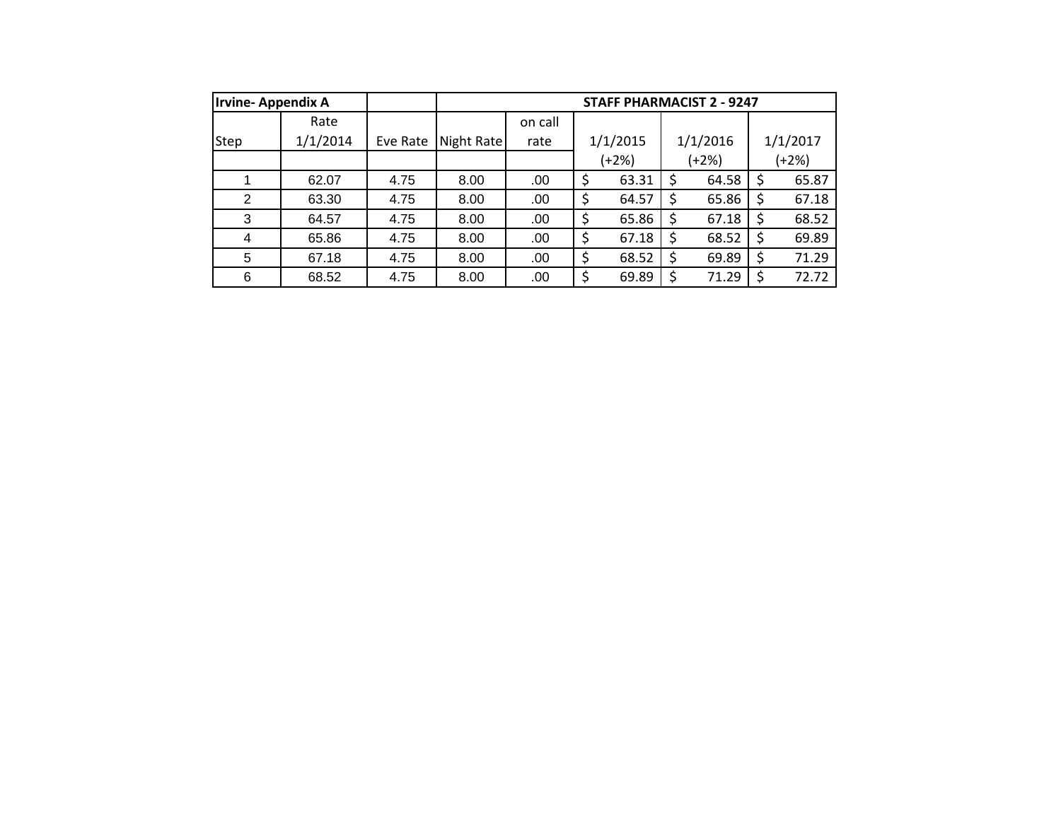| Irvine- Appendix A | | | STAFF PHARMACIST 2 - 9247 | | | | |
|---|---|---|---|---|---|---|---|
| Step | Rate 1/1/2014 | Eve Rate | Night Rate | on call rate | 1/1/2015 | 1/1/2016 | 1/1/2017 |
| | | | | | (+2%) | (+2%) | (+2%) |
| 1 | 62.07 | 4.75 | 8.00 | .00 | $ 63.31 | $ 64.58 | $ 65.87 |
| 2 | 63.30 | 4.75 | 8.00 | .00 | $ 64.57 | $ 65.86 | $ 67.18 |
| 3 | 64.57 | 4.75 | 8.00 | .00 | $ 65.86 | $ 67.18 | $ 68.52 |
| 4 | 65.86 | 4.75 | 8.00 | .00 | $ 67.18 | $ 68.52 | $ 69.89 |
| 5 | 67.18 | 4.75 | 8.00 | .00 | $ 68.52 | $ 69.89 | $ 71.29 |
| 6 | 68.52 | 4.75 | 8.00 | .00 | $ 69.89 | $ 71.29 | $ 72.72 |